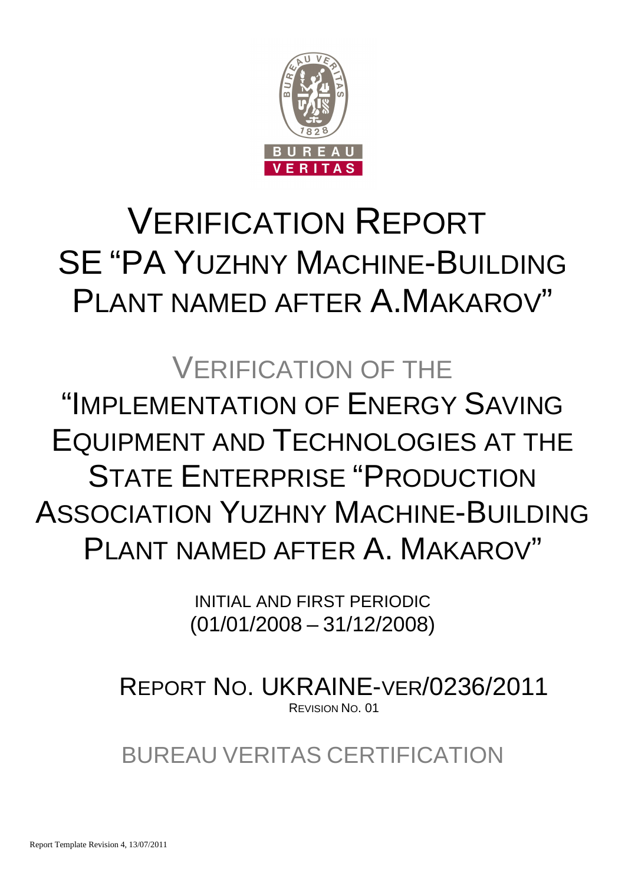# VERIFICATION REPORT SE "PA YUZHNY MACHINE-BUILDING PLANT NAMED AFTER A.MAKAROV"

## VERIFICATION OF THE "IMPLEMENTATION OF ENERGY SAVING EQUIPMENT AND TECHNOLOGIES AT THE STATE ENTERPRISE "PRODUCTION ASSOCIATION YUZHNY MACHINE-BUILDING PLANT NAMED AFTER A. MAKAROV"

INITIAL AND FIRST PERIODIC
(01/01/2008 – 31/12/2008)

REPORT NO. UKRAINE-VER/0236/2011
REVISION NO. 01

BUREAU VERITAS CERTIFICATION

Report Template Revision 4, 13/07/2011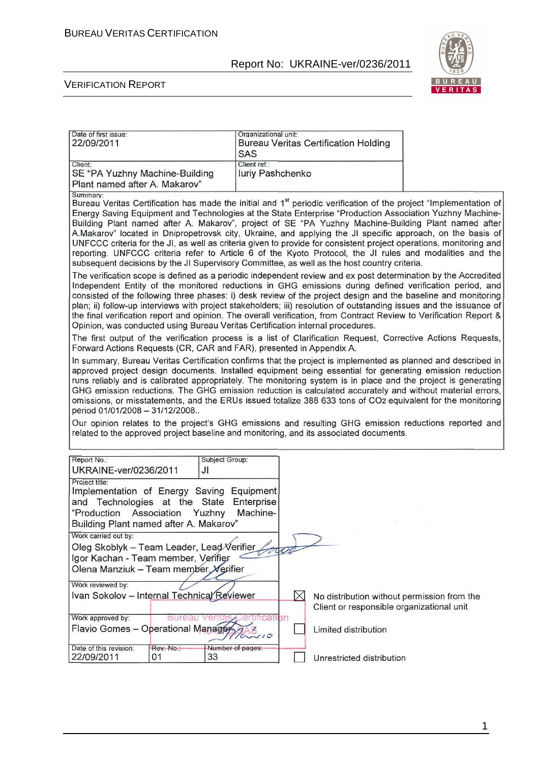| Date of first issue: 22/09/2011 | Organizational unit: Bureau Veritas Certification Holding SAS |
| --- | --- |
| Client: SE "PA Yuzhny Machine-Building Plant named after A. Makarov" | Client ref.: Iuriy Pashchenko |

Summary:

Bureau Veritas Certification has made the initial and 1st periodic verification of the project "Implementation of Energy Saving Equipment and Technologies at the State Enterprise "Production Association Yuzhny Machine-Building Plant named after A. Makarov", project of SE "PA Yuzhny Machine-Building Plant named after A.Makarov" located in Dnipropetrovsk city, Ukraine, and applying the JI specific approach, on the basis of UNFCCC criteria for the JI, as well as criteria given to provide for consistent project operations, monitoring and reporting. UNFCCC criteria refer to Article 6 of the Kyoto Protocol, the JI rules and modalities and the subsequent decisions by the JI Supervisory Committee, as well as the host country criteria.

The verification scope is defined as a periodic independent review and ex post determination by the Accredited Independent Entity of the monitored reductions in GHG emissions during defined verification period, and consisted of the following three phases: i) desk review of the project design and the baseline and monitoring plan; ii) follow-up interviews with project stakeholders; iii) resolution of outstanding issues and the issuance of the final verification report and opinion. The overall verification, from Contract Review to Verification Report & Opinion, was conducted using Bureau Veritas Certification internal procedures.

The first output of the verification process is a list of Clarification Request, Corrective Actions Requests, Forward Actions Requests (CR, CAR and FAR), presented in Appendix A.

In summary, Bureau Veritas Certification confirms that the project is implemented as planned and described in approved project design documents. Installed equipment being essential for generating emission reduction runs reliably and is calibrated appropriately. The monitoring system is in place and the project is generating GHG emission reductions. The GHG emission reduction is calculated accurately and without material errors, omissions, or misstatements, and the ERUs issued totalize 388 633 tons of $CO_2$ equivalent for the monitoring period 01/01/2008 – 31/12/2008..

Our opinion relates to the project's GHG emissions and resulting GHG emission reductions reported and related to the approved project baseline and monitoring, and its associated documents.

| Report No.: UKRAINE-ver/0236/2011 | Subject Group: JI | |
| --- | --- | --- |
| Project title: Implementation of Energy Saving Equipment and Technologies at the State Enterprise "Production Association Yuzhny Machine-Building Plant named after A. Makarov" | | |
| Work carried out by: Oleg Skoblyk – Team Leader, Lead Verifier; Igor Kachan - Team member, Verifier; Olena Manziuk – Team member, Verifier | | |
| Work reviewed by: Ivan Sokolov – Internal Technical Reviewer | | ☒ No distribution without permission from the Client or responsible organizational unit |
| Work approved by: Flavio Gomes – Operational Manager | | ☐ Limited distribution |
| Date of this revision: 22/09/2011 | Rev. No.: 01 / Number of pages: 33 | ☐ Unrestricted distribution |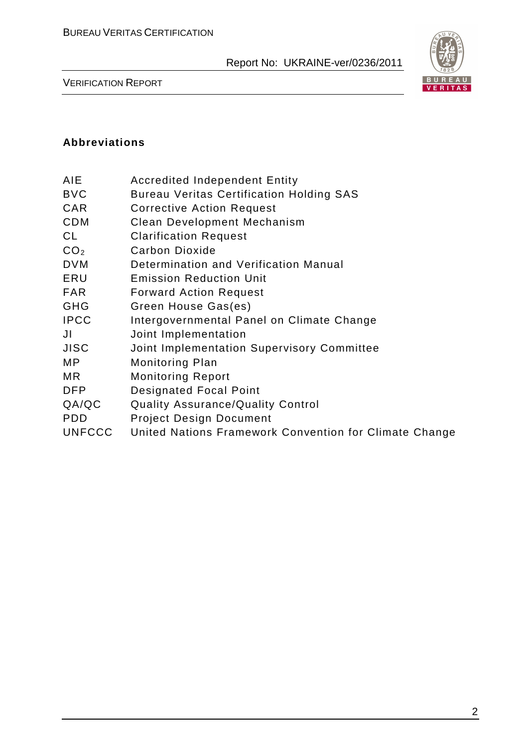**Abbreviations**

| | |
|---|---|
| AIE | Accredited Independent Entity |
| BVC | Bureau Veritas Certification Holding SAS |
| CAR | Corrective Action Request |
| CDM | Clean Development Mechanism |
| CL | Clarification Request |
| $CO_2$ | Carbon Dioxide |
| DVM | Determination and Verification Manual |
| ERU | Emission Reduction Unit |
| FAR | Forward Action Request |
| GHG | Green House Gas(es) |
| IPCC | Intergovernmental Panel on Climate Change |
| JI | Joint Implementation |
| JISC | Joint Implementation Supervisory Committee |
| MP | Monitoring Plan |
| MR | Monitoring Report |
| DFP | Designated Focal Point |
| QA/QC | Quality Assurance/Quality Control |
| PDD | Project Design Document |
| UNFCCC | United Nations Framework Convention for Climate Change |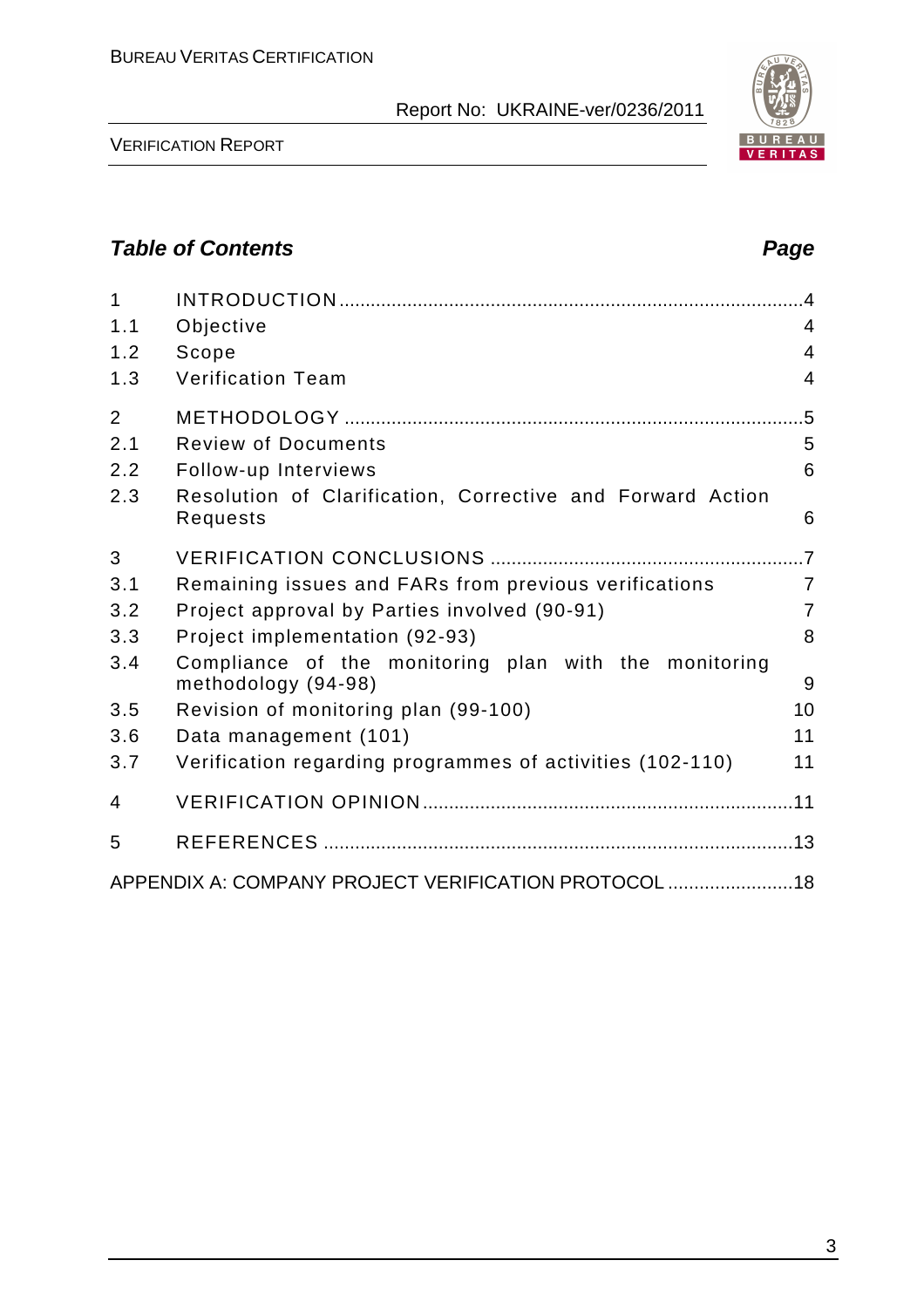## Table of Contents

| | | Page |
|---|---|---|
| 1 | INTRODUCTION | 4 |
| 1.1 | Objective | 4 |
| 1.2 | Scope | 4 |
| 1.3 | Verification Team | 4 |
| 2 | METHODOLOGY | 5 |
| 2.1 | Review of Documents | 5 |
| 2.2 | Follow-up Interviews | 6 |
| 2.3 | Resolution of Clarification, Corrective and Forward Action Requests | 6 |
| 3 | VERIFICATION CONCLUSIONS | 7 |
| 3.1 | Remaining issues and FARs from previous verifications | 7 |
| 3.2 | Project approval by Parties involved (90-91) | 7 |
| 3.3 | Project implementation (92-93) | 8 |
| 3.4 | Compliance of the monitoring plan with the monitoring methodology (94-98) | 9 |
| 3.5 | Revision of monitoring plan (99-100) | 10 |
| 3.6 | Data management (101) | 11 |
| 3.7 | Verification regarding programmes of activities (102-110) | 11 |
| 4 | VERIFICATION OPINION | 11 |
| 5 | REFERENCES | 13 |
| | APPENDIX A: COMPANY PROJECT VERIFICATION PROTOCOL | 18 |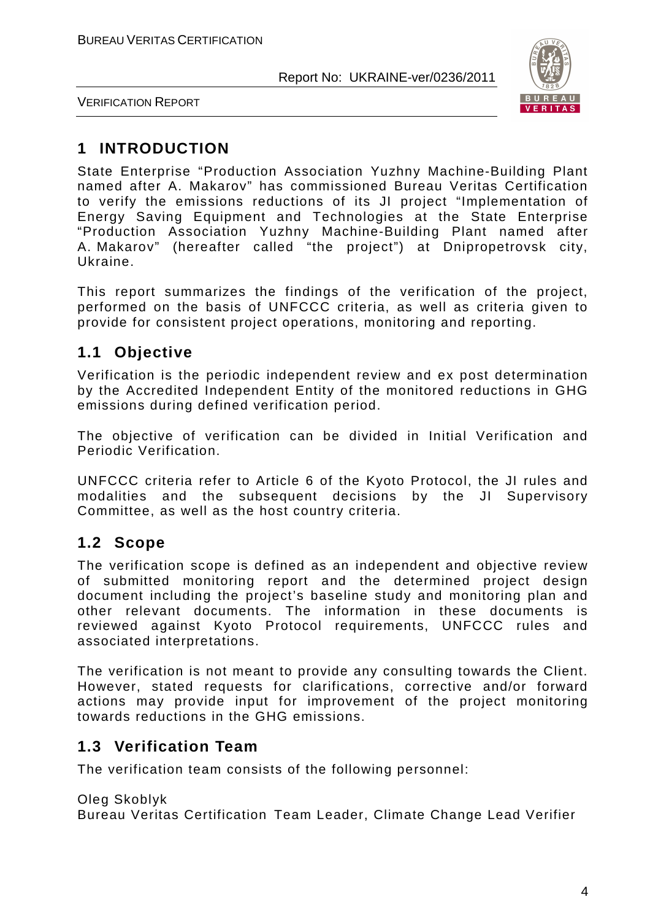# 1 INTRODUCTION

State Enterprise "Production Association Yuzhny Machine-Building Plant named after A. Makarov" has commissioned Bureau Veritas Certification to verify the emissions reductions of its JI project "Implementation of Energy Saving Equipment and Technologies at the State Enterprise "Production Association Yuzhny Machine-Building Plant named after A. Makarov" (hereafter called "the project") at Dnipropetrovsk city, Ukraine.

This report summarizes the findings of the verification of the project, performed on the basis of UNFCCC criteria, as well as criteria given to provide for consistent project operations, monitoring and reporting.

## 1.1 Objective

Verification is the periodic independent review and ex post determination by the Accredited Independent Entity of the monitored reductions in GHG emissions during defined verification period.

The objective of verification can be divided in Initial Verification and Periodic Verification.

UNFCCC criteria refer to Article 6 of the Kyoto Protocol, the JI rules and modalities and the subsequent decisions by the JI Supervisory Committee, as well as the host country criteria.

## 1.2 Scope

The verification scope is defined as an independent and objective review of submitted monitoring report and the determined project design document including the project's baseline study and monitoring plan and other relevant documents. The information in these documents is reviewed against Kyoto Protocol requirements, UNFCCC rules and associated interpretations.

The verification is not meant to provide any consulting towards the Client. However, stated requests for clarifications, corrective and/or forward actions may provide input for improvement of the project monitoring towards reductions in the GHG emissions.

## 1.3 Verification Team

The verification team consists of the following personnel:

Oleg Skoblyk
Bureau Veritas Certification Team Leader, Climate Change Lead Verifier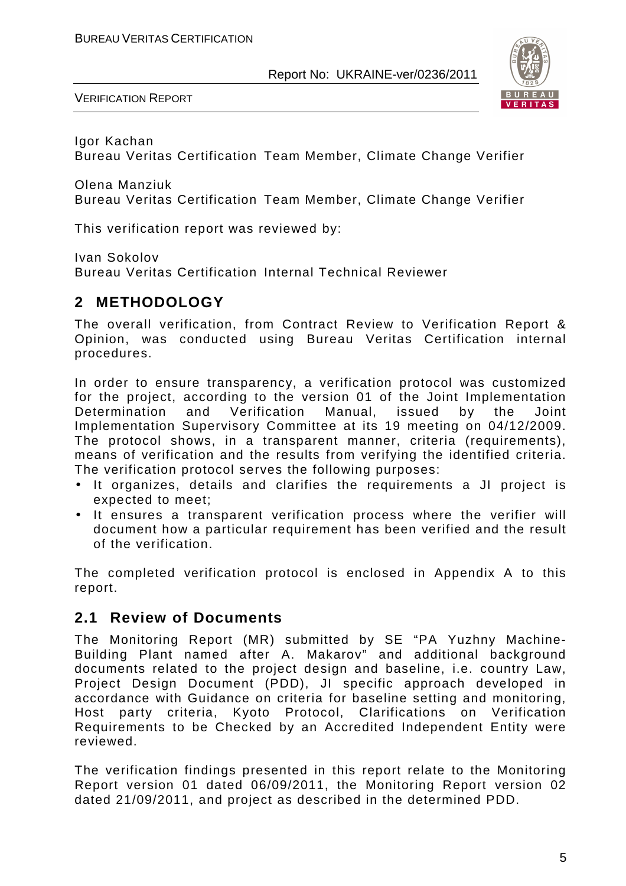Igor Kachan
Bureau Veritas Certification Team Member, Climate Change Verifier

Olena Manziuk
Bureau Veritas Certification Team Member, Climate Change Verifier

This verification report was reviewed by:

Ivan Sokolov
Bureau Veritas Certification Internal Technical Reviewer

## 2 METHODOLOGY

The overall verification, from Contract Review to Verification Report & Opinion, was conducted using Bureau Veritas Certification internal procedures.

In order to ensure transparency, a verification protocol was customized for the project, according to the version 01 of the Joint Implementation Determination and Verification Manual, issued by the Joint Implementation Supervisory Committee at its 19 meeting on 04/12/2009. The protocol shows, in a transparent manner, criteria (requirements), means of verification and the results from verifying the identified criteria. The verification protocol serves the following purposes:

- It organizes, details and clarifies the requirements a JI project is expected to meet;
- It ensures a transparent verification process where the verifier will document how a particular requirement has been verified and the result of the verification.

The completed verification protocol is enclosed in Appendix A to this report.

### 2.1 Review of Documents

The Monitoring Report (MR) submitted by SE "PA Yuzhny Machine-Building Plant named after A. Makarov" and additional background documents related to the project design and baseline, i.e. country Law, Project Design Document (PDD), JI specific approach developed in accordance with Guidance on criteria for baseline setting and monitoring, Host party criteria, Kyoto Protocol, Clarifications on Verification Requirements to be Checked by an Accredited Independent Entity were reviewed.

The verification findings presented in this report relate to the Monitoring Report version 01 dated 06/09/2011, the Monitoring Report version 02 dated 21/09/2011, and project as described in the determined PDD.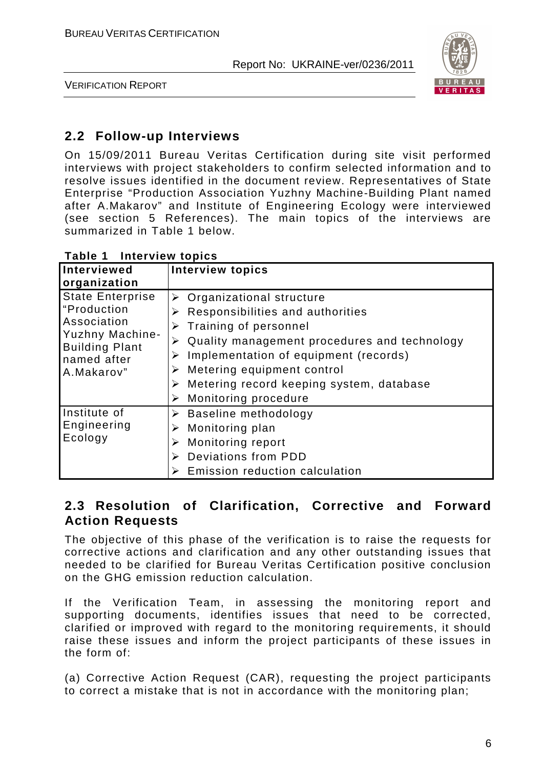## 2.2 Follow-up Interviews

On 15/09/2011 Bureau Veritas Certification during site visit performed interviews with project stakeholders to confirm selected information and to resolve issues identified in the document review. Representatives of State Enterprise "Production Association Yuzhny Machine-Building Plant named after A.Makarov" and Institute of Engineering Ecology were interviewed (see section 5 References). The main topics of the interviews are summarized in Table 1 below.

**Table 1 Interview topics**

| Interviewed organization | Interview topics |
|---|---|
| State Enterprise "Production Association Yuzhny Machine-Building Plant named after A.Makarov" | ➢ Organizational structure<br>➢ Responsibilities and authorities<br>➢ Training of personnel<br>➢ Quality management procedures and technology<br>➢ Implementation of equipment (records)<br>➢ Metering equipment control<br>➢ Metering record keeping system, database<br>➢ Monitoring procedure |
| Institute of Engineering Ecology | ➢ Baseline methodology<br>➢ Monitoring plan<br>➢ Monitoring report<br>➢ Deviations from PDD<br>➢ Emission reduction calculation |

## 2.3 Resolution of Clarification, Corrective and Forward Action Requests

The objective of this phase of the verification is to raise the requests for corrective actions and clarification and any other outstanding issues that needed to be clarified for Bureau Veritas Certification positive conclusion on the GHG emission reduction calculation.

If the Verification Team, in assessing the monitoring report and supporting documents, identifies issues that need to be corrected, clarified or improved with regard to the monitoring requirements, it should raise these issues and inform the project participants of these issues in the form of:

(a) Corrective Action Request (CAR), requesting the project participants to correct a mistake that is not in accordance with the monitoring plan;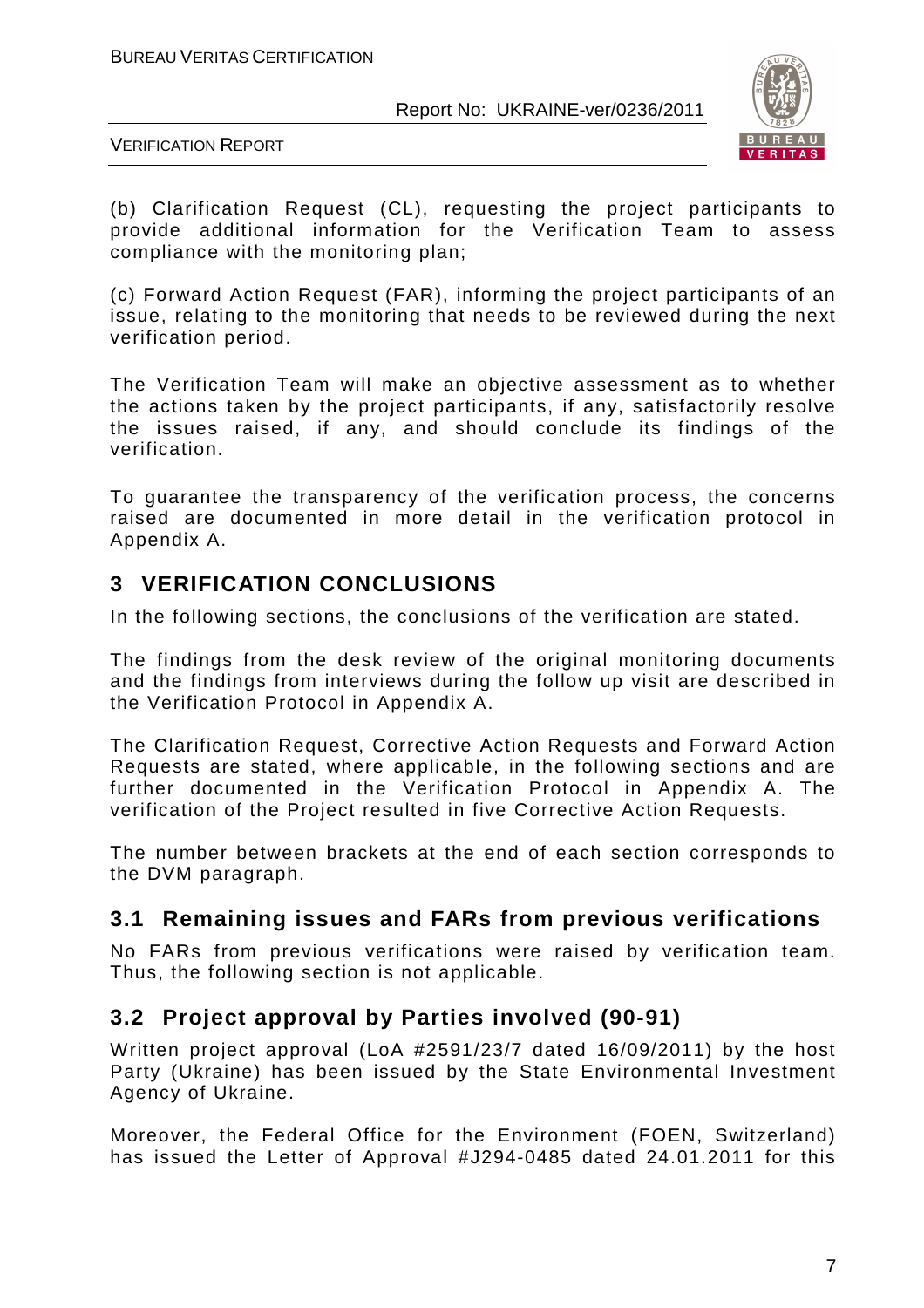(b) Clarification Request (CL), requesting the project participants to provide additional information for the Verification Team to assess compliance with the monitoring plan;

(c) Forward Action Request (FAR), informing the project participants of an issue, relating to the monitoring that needs to be reviewed during the next verification period.

The Verification Team will make an objective assessment as to whether the actions taken by the project participants, if any, satisfactorily resolve the issues raised, if any, and should conclude its findings of the verification.

To guarantee the transparency of the verification process, the concerns raised are documented in more detail in the verification protocol in Appendix A.

# 3 VERIFICATION CONCLUSIONS

In the following sections, the conclusions of the verification are stated.

The findings from the desk review of the original monitoring documents and the findings from interviews during the follow up visit are described in the Verification Protocol in Appendix A.

The Clarification Request, Corrective Action Requests and Forward Action Requests are stated, where applicable, in the following sections and are further documented in the Verification Protocol in Appendix A. The verification of the Project resulted in five Corrective Action Requests.

The number between brackets at the end of each section corresponds to the DVM paragraph.

## 3.1 Remaining issues and FARs from previous verifications

No FARs from previous verifications were raised by verification team. Thus, the following section is not applicable.

## 3.2 Project approval by Parties involved (90-91)

Written project approval (LoA #2591/23/7 dated 16/09/2011) by the host Party (Ukraine) has been issued by the State Environmental Investment Agency of Ukraine.

Moreover, the Federal Office for the Environment (FOEN, Switzerland) has issued the Letter of Approval #J294-0485 dated 24.01.2011 for this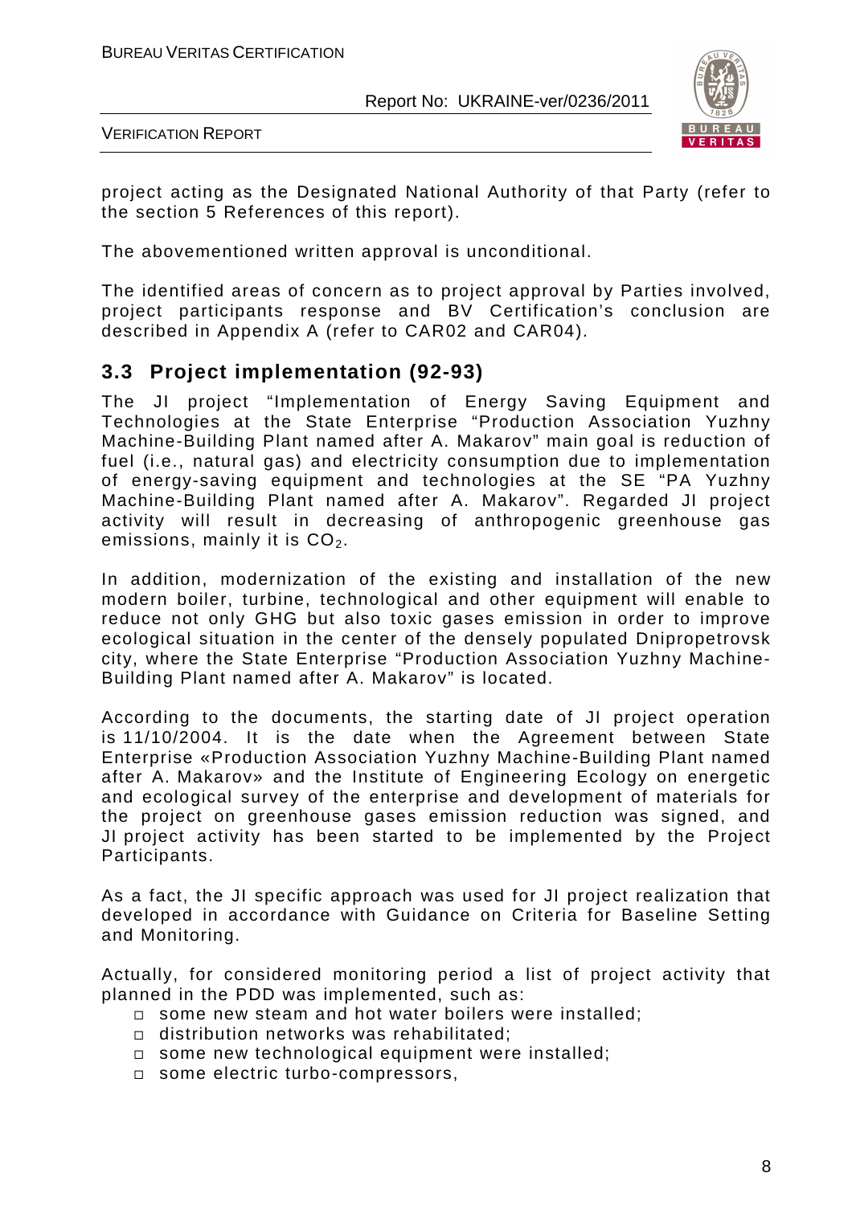project acting as the Designated National Authority of that Party (refer to the section 5 References of this report).

The abovementioned written approval is unconditional.

The identified areas of concern as to project approval by Parties involved, project participants response and BV Certification's conclusion are described in Appendix A (refer to CAR02 and CAR04).

## 3.3 Project implementation (92-93)

The JI project "Implementation of Energy Saving Equipment and Technologies at the State Enterprise "Production Association Yuzhny Machine-Building Plant named after A. Makarov" main goal is reduction of fuel (i.e., natural gas) and electricity consumption due to implementation of energy-saving equipment and technologies at the SE "PA Yuzhny Machine-Building Plant named after A. Makarov". Regarded JI project activity will result in decreasing of anthropogenic greenhouse gas emissions, mainly it is $CO_2$.

In addition, modernization of the existing and installation of the new modern boiler, turbine, technological and other equipment will enable to reduce not only GHG but also toxic gases emission in order to improve ecological situation in the center of the densely populated Dnipropetrovsk city, where the State Enterprise "Production Association Yuzhny Machine-Building Plant named after A. Makarov" is located.

According to the documents, the starting date of JI project operation is 11/10/2004. It is the date when the Agreement between State Enterprise «Production Association Yuzhny Machine-Building Plant named after A. Makarov» and the Institute of Engineering Ecology on energetic and ecological survey of the enterprise and development of materials for the project on greenhouse gases emission reduction was signed, and JI project activity has been started to be implemented by the Project Participants.

As a fact, the JI specific approach was used for JI project realization that developed in accordance with Guidance on Criteria for Baseline Setting and Monitoring.

Actually, for considered monitoring period a list of project activity that planned in the PDD was implemented, such as:

- some new steam and hot water boilers were installed;
- distribution networks was rehabilitated;
- some new technological equipment were installed;
- some electric turbo-compressors,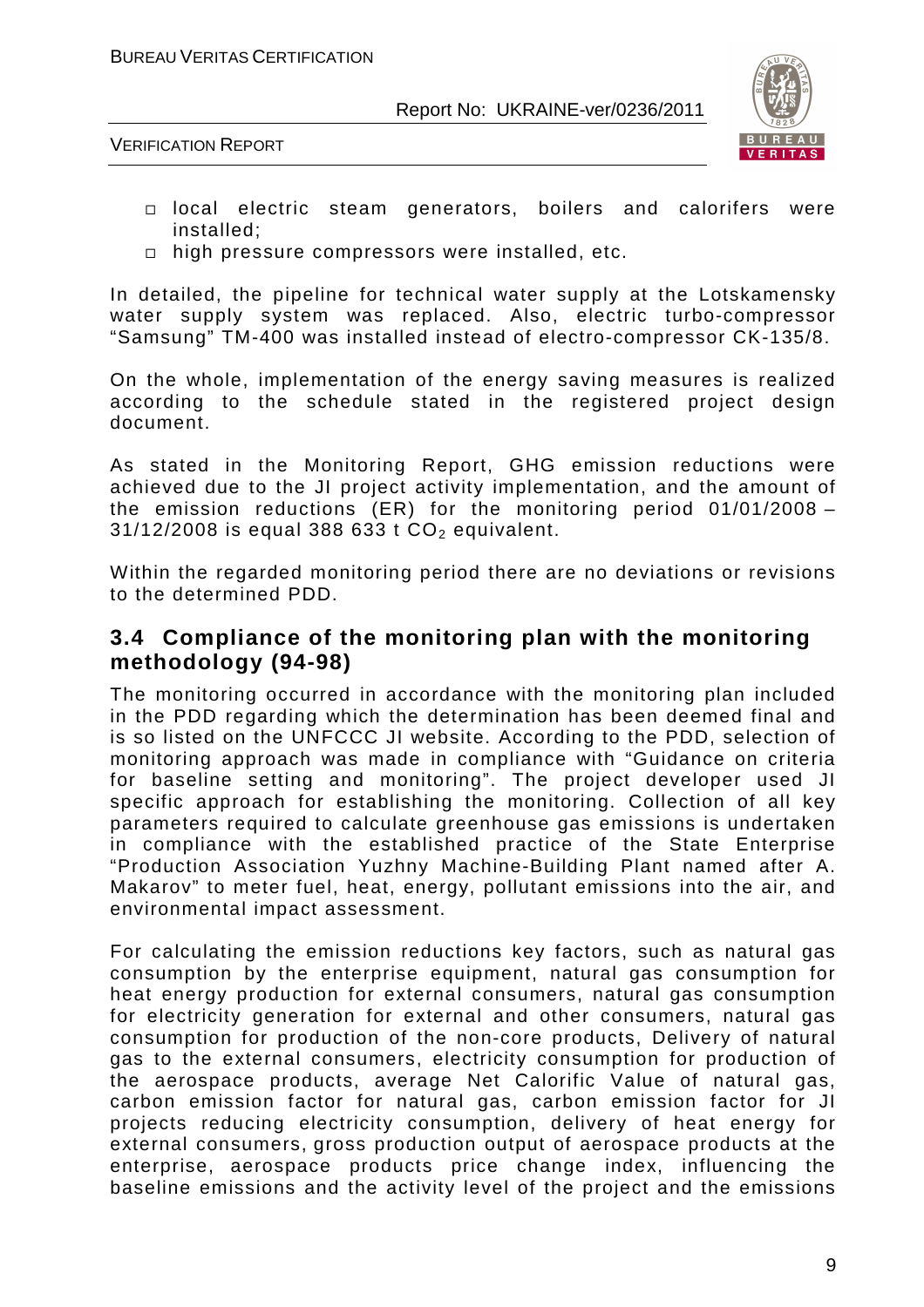- local electric steam generators, boilers and calorifers were installed;
- high pressure compressors were installed, etc.

In detailed, the pipeline for technical water supply at the Lotskamensky water supply system was replaced. Also, electric turbo-compressor "Samsung" TM-400 was installed instead of electro-compressor CK-135/8.

On the whole, implementation of the energy saving measures is realized according to the schedule stated in the registered project design document.

As stated in the Monitoring Report, GHG emission reductions were achieved due to the JI project activity implementation, and the amount of the emission reductions (ER) for the monitoring period 01/01/2008 – 31/12/2008 is equal 388 633 t $CO_2$ equivalent.

Within the regarded monitoring period there are no deviations or revisions to the determined PDD.

## 3.4 Compliance of the monitoring plan with the monitoring methodology (94-98)

The monitoring occurred in accordance with the monitoring plan included in the PDD regarding which the determination has been deemed final and is so listed on the UNFCCC JI website. According to the PDD, selection of monitoring approach was made in compliance with "Guidance on criteria for baseline setting and monitoring". The project developer used JI specific approach for establishing the monitoring. Collection of all key parameters required to calculate greenhouse gas emissions is undertaken in compliance with the established practice of the State Enterprise "Production Association Yuzhny Machine-Building Plant named after A. Makarov" to meter fuel, heat, energy, pollutant emissions into the air, and environmental impact assessment.

For calculating the emission reductions key factors, such as natural gas consumption by the enterprise equipment, natural gas consumption for heat energy production for external consumers, natural gas consumption for electricity generation for external and other consumers, natural gas consumption for production of the non-core products, Delivery of natural gas to the external consumers, electricity consumption for production of the aerospace products, average Net Calorific Value of natural gas, carbon emission factor for natural gas, carbon emission factor for JI projects reducing electricity consumption, delivery of heat energy for external consumers, gross production output of aerospace products at the enterprise, aerospace products price change index, influencing the baseline emissions and the activity level of the project and the emissions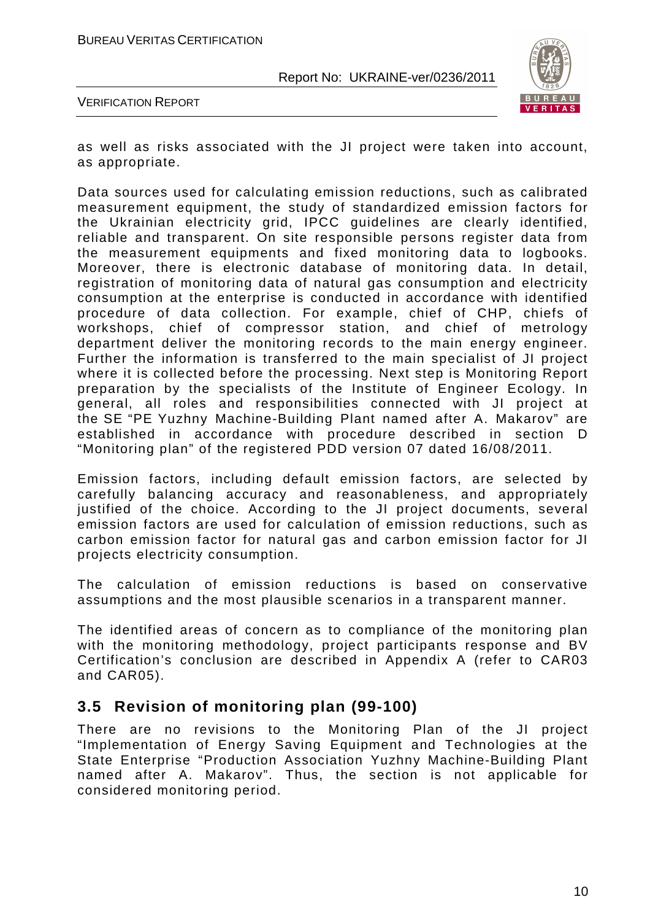as well as risks associated with the JI project were taken into account, as appropriate.

Data sources used for calculating emission reductions, such as calibrated measurement equipment, the study of standardized emission factors for the Ukrainian electricity grid, IPCC guidelines are clearly identified, reliable and transparent. On site responsible persons register data from the measurement equipments and fixed monitoring data to logbooks. Moreover, there is electronic database of monitoring data. In detail, registration of monitoring data of natural gas consumption and electricity consumption at the enterprise is conducted in accordance with identified procedure of data collection. For example, chief of CHP, chiefs of workshops, chief of compressor station, and chief of metrology department deliver the monitoring records to the main energy engineer. Further the information is transferred to the main specialist of JI project where it is collected before the processing. Next step is Monitoring Report preparation by the specialists of the Institute of Engineer Ecology. In general, all roles and responsibilities connected with JI project at the SE "PE Yuzhny Machine-Building Plant named after A. Makarov" are established in accordance with procedure described in section D "Monitoring plan" of the registered PDD version 07 dated 16/08/2011.

Emission factors, including default emission factors, are selected by carefully balancing accuracy and reasonableness, and appropriately justified of the choice. According to the JI project documents, several emission factors are used for calculation of emission reductions, such as carbon emission factor for natural gas and carbon emission factor for JI projects electricity consumption.

The calculation of emission reductions is based on conservative assumptions and the most plausible scenarios in a transparent manner.

The identified areas of concern as to compliance of the monitoring plan with the monitoring methodology, project participants response and BV Certification's conclusion are described in Appendix A (refer to CAR03 and CAR05).

## 3.5 Revision of monitoring plan (99-100)

There are no revisions to the Monitoring Plan of the JI project "Implementation of Energy Saving Equipment and Technologies at the State Enterprise "Production Association Yuzhny Machine-Building Plant named after A. Makarov". Thus, the section is not applicable for considered monitoring period.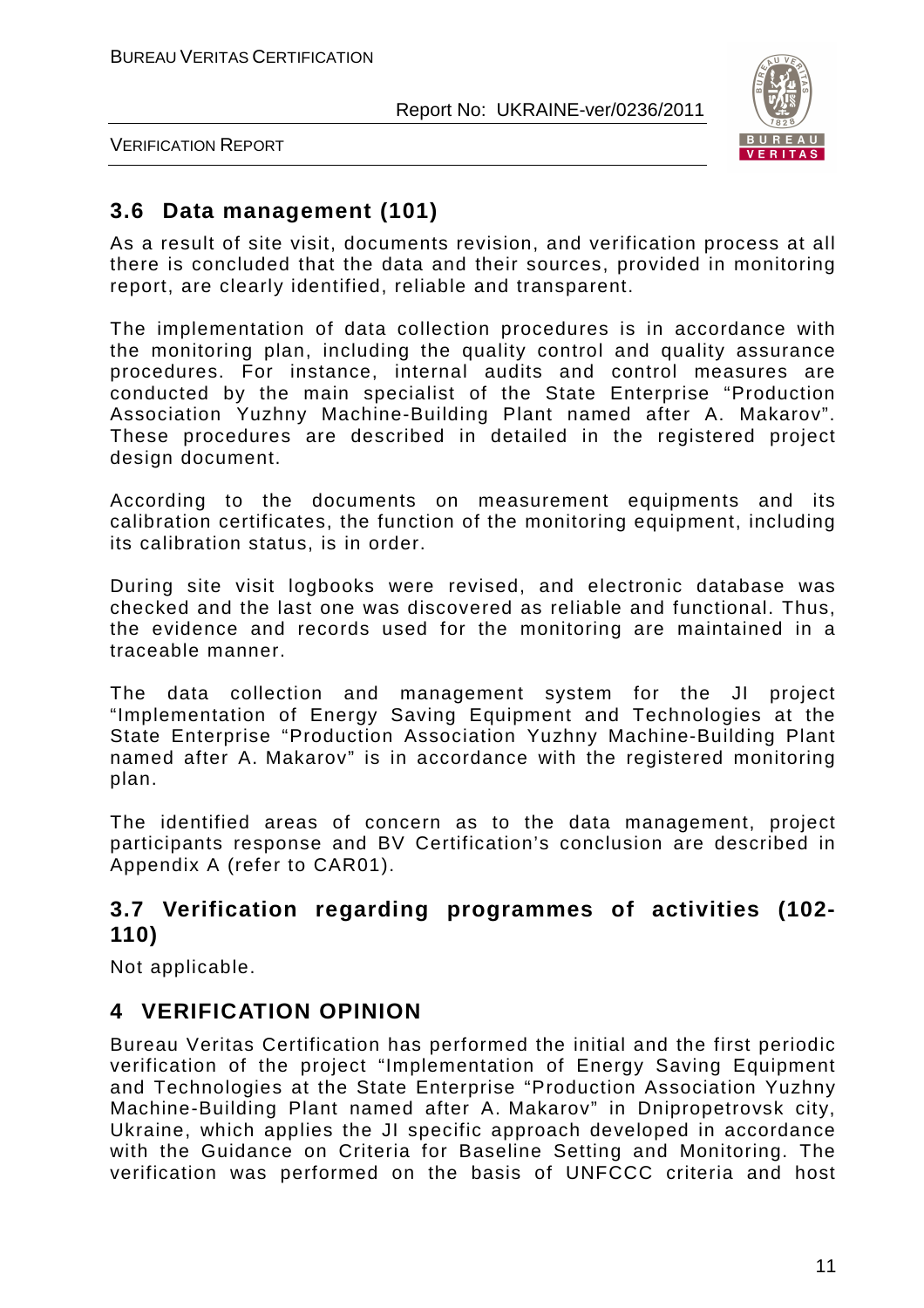## 3.6 Data management (101)

As a result of site visit, documents revision, and verification process at all there is concluded that the data and their sources, provided in monitoring report, are clearly identified, reliable and transparent.

The implementation of data collection procedures is in accordance with the monitoring plan, including the quality control and quality assurance procedures. For instance, internal audits and control measures are conducted by the main specialist of the State Enterprise "Production Association Yuzhny Machine-Building Plant named after A. Makarov". These procedures are described in detailed in the registered project design document.

According to the documents on measurement equipments and its calibration certificates, the function of the monitoring equipment, including its calibration status, is in order.

During site visit logbooks were revised, and electronic database was checked and the last one was discovered as reliable and functional. Thus, the evidence and records used for the monitoring are maintained in a traceable manner.

The data collection and management system for the JI project "Implementation of Energy Saving Equipment and Technologies at the State Enterprise "Production Association Yuzhny Machine-Building Plant named after A. Makarov" is in accordance with the registered monitoring plan.

The identified areas of concern as to the data management, project participants response and BV Certification's conclusion are described in Appendix A (refer to CAR01).

## 3.7 Verification regarding programmes of activities (102-110)

Not applicable.

# 4 VERIFICATION OPINION

Bureau Veritas Certification has performed the initial and the first periodic verification of the project "Implementation of Energy Saving Equipment and Technologies at the State Enterprise "Production Association Yuzhny Machine-Building Plant named after A. Makarov" in Dnipropetrovsk city, Ukraine, which applies the JI specific approach developed in accordance with the Guidance on Criteria for Baseline Setting and Monitoring. The verification was performed on the basis of UNFCCC criteria and host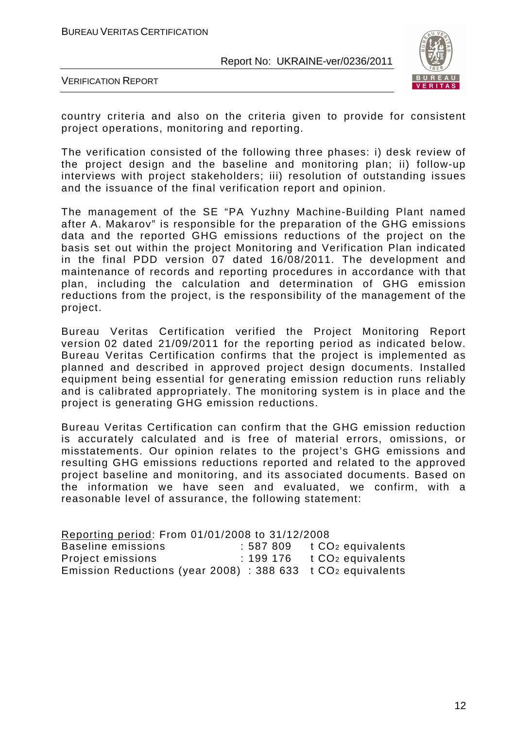country criteria and also on the criteria given to provide for consistent project operations, monitoring and reporting.

The verification consisted of the following three phases: i) desk review of the project design and the baseline and monitoring plan; ii) follow-up interviews with project stakeholders; iii) resolution of outstanding issues and the issuance of the final verification report and opinion.

The management of the SE "PA Yuzhny Machine-Building Plant named after A. Makarov" is responsible for the preparation of the GHG emissions data and the reported GHG emissions reductions of the project on the basis set out within the project Monitoring and Verification Plan indicated in the final PDD version 07 dated 16/08/2011. The development and maintenance of records and reporting procedures in accordance with that plan, including the calculation and determination of GHG emission reductions from the project, is the responsibility of the management of the project.

Bureau Veritas Certification verified the Project Monitoring Report version 02 dated 21/09/2011 for the reporting period as indicated below. Bureau Veritas Certification confirms that the project is implemented as planned and described in approved project design documents. Installed equipment being essential for generating emission reduction runs reliably and is calibrated appropriately. The monitoring system is in place and the project is generating GHG emission reductions.

Bureau Veritas Certification can confirm that the GHG emission reduction is accurately calculated and is free of material errors, omissions, or misstatements. Our opinion relates to the project's GHG emissions and resulting GHG emissions reductions reported and related to the approved project baseline and monitoring, and its associated documents. Based on the information we have seen and evaluated, we confirm, with a reasonable level of assurance, the following statement:

Reporting period: From 01/01/2008 to 31/12/2008

| | | |
|---|---|---|
| Baseline emissions | : 587 809 | t $CO_2$ equivalents |
| Project emissions | : 199 176 | t $CO_2$ equivalents |
| Emission Reductions (year 2008) | : 388 633 | t $CO_2$ equivalents |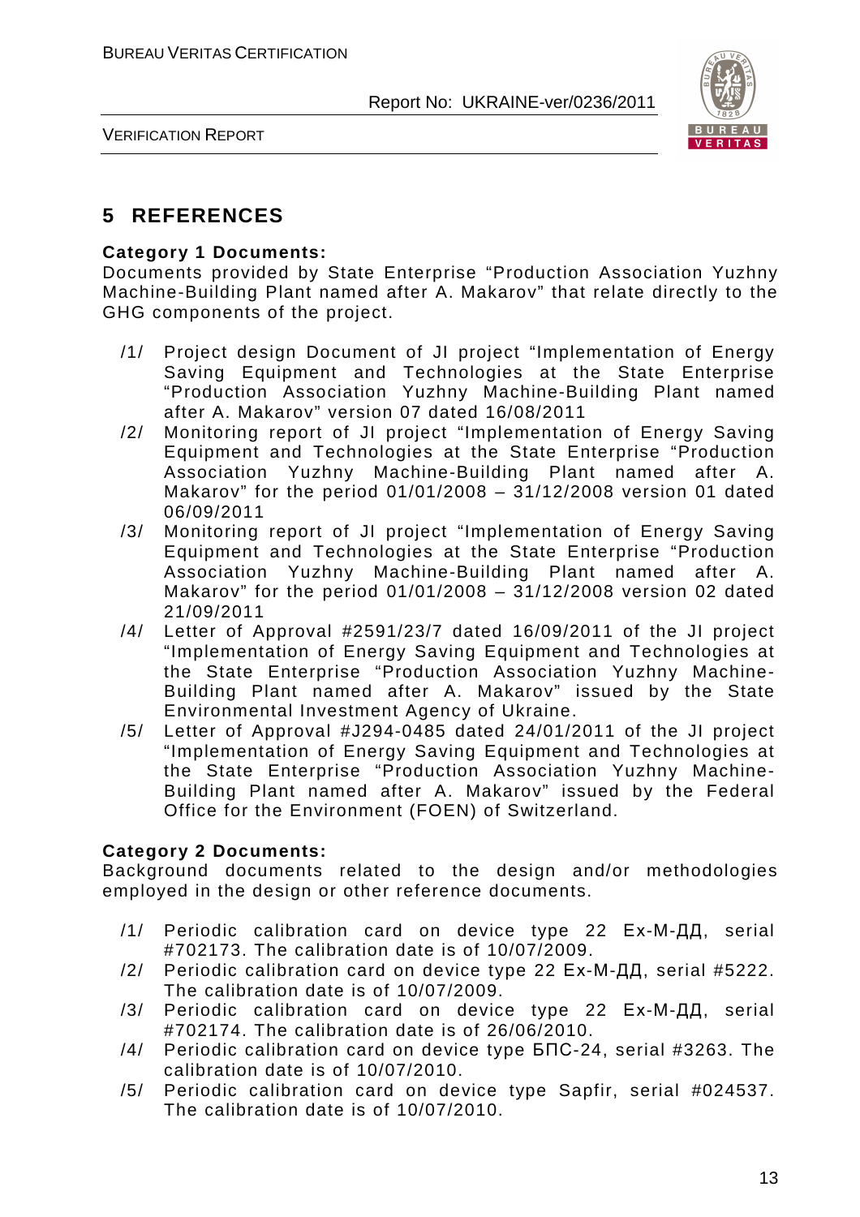## 5 REFERENCES

**Category 1 Documents:**

Documents provided by State Enterprise "Production Association Yuzhny Machine-Building Plant named after A. Makarov" that relate directly to the GHG components of the project.

/1/ Project design Document of JI project "Implementation of Energy Saving Equipment and Technologies at the State Enterprise "Production Association Yuzhny Machine-Building Plant named after A. Makarov" version 07 dated 16/08/2011

/2/ Monitoring report of JI project "Implementation of Energy Saving Equipment and Technologies at the State Enterprise "Production Association Yuzhny Machine-Building Plant named after A. Makarov" for the period 01/01/2008 – 31/12/2008 version 01 dated 06/09/2011

/3/ Monitoring report of JI project "Implementation of Energy Saving Equipment and Technologies at the State Enterprise "Production Association Yuzhny Machine-Building Plant named after A. Makarov" for the period 01/01/2008 – 31/12/2008 version 02 dated 21/09/2011

/4/ Letter of Approval #2591/23/7 dated 16/09/2011 of the JI project "Implementation of Energy Saving Equipment and Technologies at the State Enterprise "Production Association Yuzhny Machine-Building Plant named after A. Makarov" issued by the State Environmental Investment Agency of Ukraine.

/5/ Letter of Approval #J294-0485 dated 24/01/2011 of the JI project "Implementation of Energy Saving Equipment and Technologies at the State Enterprise "Production Association Yuzhny Machine-Building Plant named after A. Makarov" issued by the Federal Office for the Environment (FOEN) of Switzerland.

**Category 2 Documents:**

Background documents related to the design and/or methodologies employed in the design or other reference documents.

/1/ Periodic calibration card on device type 22 Ex-М-ДД, serial #702173. The calibration date is of 10/07/2009.

/2/ Periodic calibration card on device type 22 Ex-М-ДД, serial #5222. The calibration date is of 10/07/2009.

/3/ Periodic calibration card on device type 22 Ex-М-ДД, serial #702174. The calibration date is of 26/06/2010.

/4/ Periodic calibration card on device type БПС-24, serial #3263. The calibration date is of 10/07/2010.

/5/ Periodic calibration card on device type Sapfir, serial #024537. The calibration date is of 10/07/2010.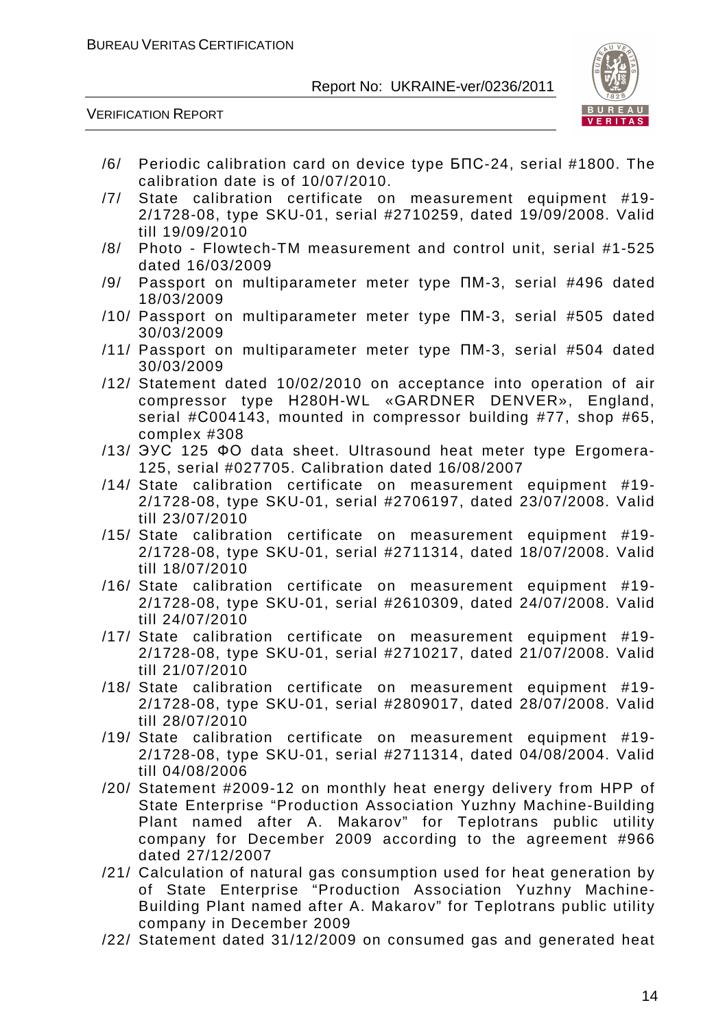/6/ Periodic calibration card on device type БПС-24, serial #1800. The calibration date is of 10/07/2010.

/7/ State calibration certificate on measurement equipment #19-2/1728-08, type SKU-01, serial #2710259, dated 19/09/2008. Valid till 19/09/2010

/8/ Photo - Flowtech-TM measurement and control unit, serial #1-525 dated 16/03/2009

/9/ Passport on multiparameter meter type ПМ-3, serial #496 dated 18/03/2009

/10/ Passport on multiparameter meter type ПМ-3, serial #505 dated 30/03/2009

/11/ Passport on multiparameter meter type ПМ-3, serial #504 dated 30/03/2009

/12/ Statement dated 10/02/2010 on acceptance into operation of air compressor type H280H-WL «GARDNER DENVER», England, serial #C004143, mounted in compressor building #77, shop #65, complex #308

/13/ ЭУС 125 ФО data sheet. Ultrasound heat meter type Ergomera-125, serial #027705. Calibration dated 16/08/2007

/14/ State calibration certificate on measurement equipment #19-2/1728-08, type SKU-01, serial #2706197, dated 23/07/2008. Valid till 23/07/2010

/15/ State calibration certificate on measurement equipment #19-2/1728-08, type SKU-01, serial #2711314, dated 18/07/2008. Valid till 18/07/2010

/16/ State calibration certificate on measurement equipment #19-2/1728-08, type SKU-01, serial #2610309, dated 24/07/2008. Valid till 24/07/2010

/17/ State calibration certificate on measurement equipment #19-2/1728-08, type SKU-01, serial #2710217, dated 21/07/2008. Valid till 21/07/2010

/18/ State calibration certificate on measurement equipment #19-2/1728-08, type SKU-01, serial #2809017, dated 28/07/2008. Valid till 28/07/2010

/19/ State calibration certificate on measurement equipment #19-2/1728-08, type SKU-01, serial #2711314, dated 04/08/2004. Valid till 04/08/2006

/20/ Statement #2009-12 on monthly heat energy delivery from HPP of State Enterprise "Production Association Yuzhny Machine-Building Plant named after A. Makarov" for Teplotrans public utility company for December 2009 according to the agreement #966 dated 27/12/2007

/21/ Calculation of natural gas consumption used for heat generation by of State Enterprise "Production Association Yuzhny Machine-Building Plant named after A. Makarov" for Teplotrans public utility company in December 2009

/22/ Statement dated 31/12/2009 on consumed gas and generated heat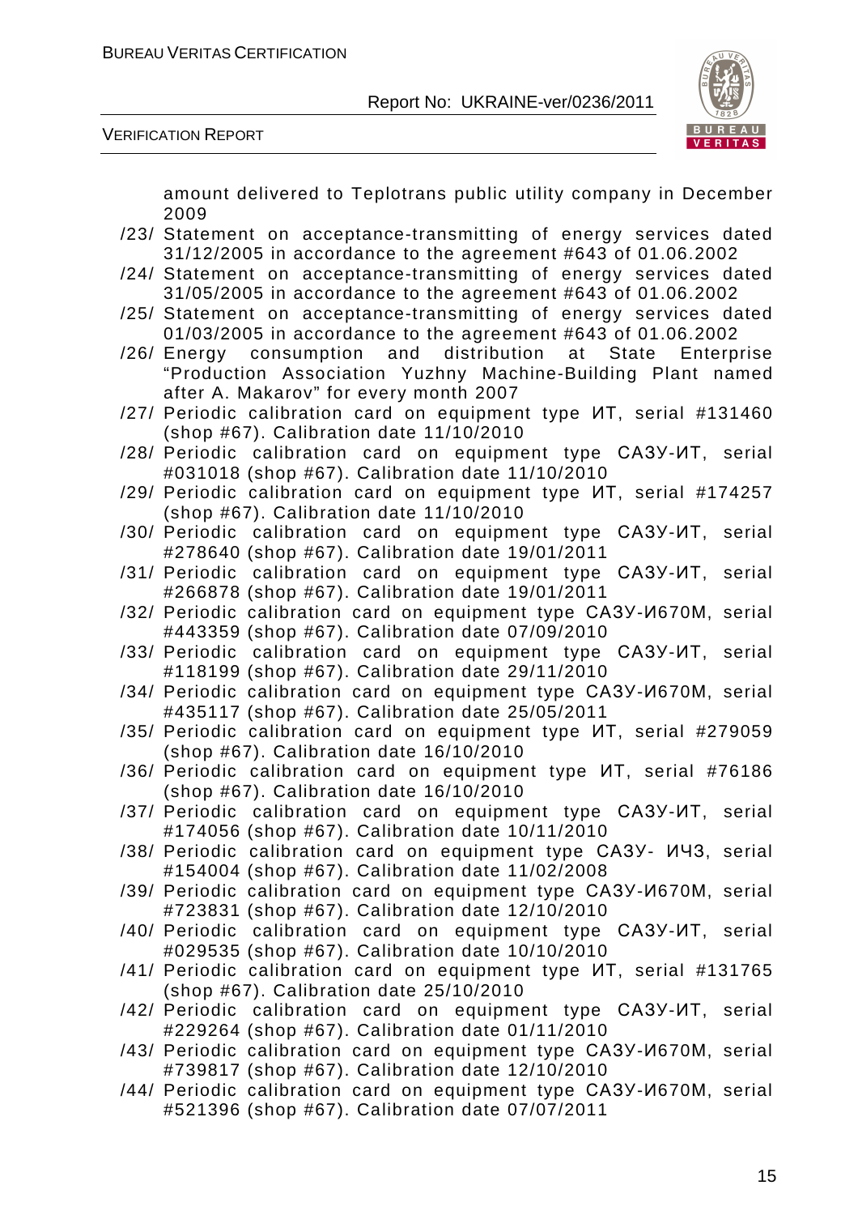amount delivered to Teplotrans public utility company in December 2009

/23/ Statement on acceptance-transmitting of energy services dated 31/12/2005 in accordance to the agreement #643 of 01.06.2002

/24/ Statement on acceptance-transmitting of energy services dated 31/05/2005 in accordance to the agreement #643 of 01.06.2002

/25/ Statement on acceptance-transmitting of energy services dated 01/03/2005 in accordance to the agreement #643 of 01.06.2002

/26/ Energy consumption and distribution at State Enterprise "Production Association Yuzhny Machine-Building Plant named after A. Makarov" for every month 2007

/27/ Periodic calibration card on equipment type ИТ, serial #131460 (shop #67). Calibration date 11/10/2010

/28/ Periodic calibration card on equipment type САЗУ-ИТ, serial #031018 (shop #67). Calibration date 11/10/2010

/29/ Periodic calibration card on equipment type ИТ, serial #174257 (shop #67). Calibration date 11/10/2010

/30/ Periodic calibration card on equipment type САЗУ-ИТ, serial #278640 (shop #67). Calibration date 19/01/2011

/31/ Periodic calibration card on equipment type САЗУ-ИТ, serial #266878 (shop #67). Calibration date 19/01/2011

/32/ Periodic calibration card on equipment type САЗУ-И670М, serial #443359 (shop #67). Calibration date 07/09/2010

/33/ Periodic calibration card on equipment type САЗУ-ИТ, serial #118199 (shop #67). Calibration date 29/11/2010

/34/ Periodic calibration card on equipment type САЗУ-И670М, serial #435117 (shop #67). Calibration date 25/05/2011

/35/ Periodic calibration card on equipment type ИТ, serial #279059 (shop #67). Calibration date 16/10/2010

/36/ Periodic calibration card on equipment type ИТ, serial #76186 (shop #67). Calibration date 16/10/2010

/37/ Periodic calibration card on equipment type САЗУ-ИТ, serial #174056 (shop #67). Calibration date 10/11/2010

/38/ Periodic calibration card on equipment type САЗУ- ИЧЗ, serial #154004 (shop #67). Calibration date 11/02/2008

/39/ Periodic calibration card on equipment type САЗУ-И670М, serial #723831 (shop #67). Calibration date 12/10/2010

/40/ Periodic calibration card on equipment type САЗУ-ИТ, serial #029535 (shop #67). Calibration date 10/10/2010

/41/ Periodic calibration card on equipment type ИТ, serial #131765 (shop #67). Calibration date 25/10/2010

/42/ Periodic calibration card on equipment type САЗУ-ИТ, serial #229264 (shop #67). Calibration date 01/11/2010

/43/ Periodic calibration card on equipment type САЗУ-И670М, serial #739817 (shop #67). Calibration date 12/10/2010

/44/ Periodic calibration card on equipment type САЗУ-И670М, serial #521396 (shop #67). Calibration date 07/07/2011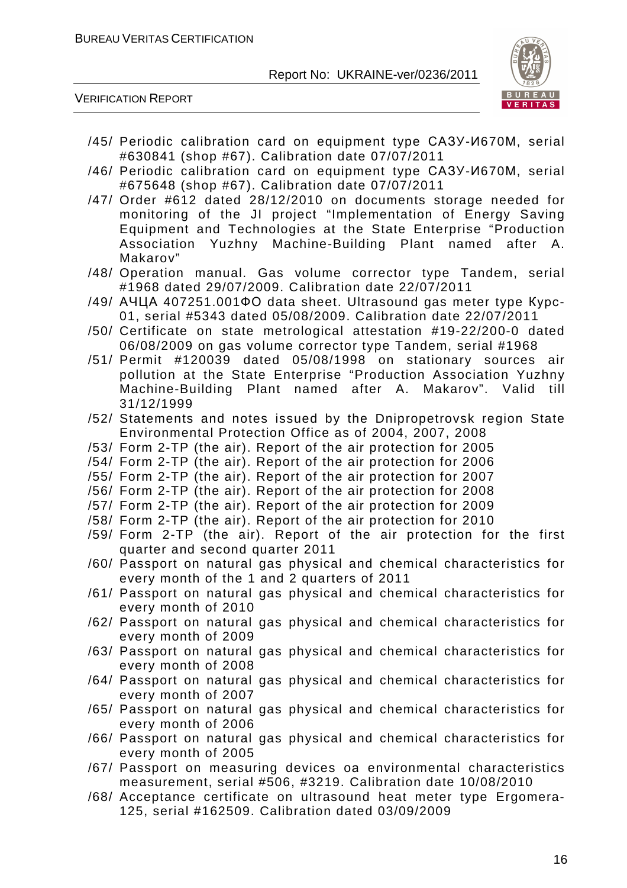/45/ Periodic calibration card on equipment type САЗУ-И670М, serial #630841 (shop #67). Calibration date 07/07/2011

/46/ Periodic calibration card on equipment type САЗУ-И670М, serial #675648 (shop #67). Calibration date 07/07/2011

/47/ Order #612 dated 28/12/2010 on documents storage needed for monitoring of the JI project "Implementation of Energy Saving Equipment and Technologies at the State Enterprise "Production Association Yuzhny Machine-Building Plant named after A. Makarov"

/48/ Operation manual. Gas volume corrector type Tandem, serial #1968 dated 29/07/2009. Calibration date 22/07/2011

/49/ АЧЦА 407251.001ФО data sheet. Ultrasound gas meter type Курс-01, serial #5343 dated 05/08/2009. Calibration date 22/07/2011

/50/ Certificate on state metrological attestation #19-22/200-0 dated 06/08/2009 on gas volume corrector type Tandem, serial #1968

/51/ Permit #120039 dated 05/08/1998 on stationary sources air pollution at the State Enterprise "Production Association Yuzhny Machine-Building Plant named after A. Makarov". Valid till 31/12/1999

/52/ Statements and notes issued by the Dnipropetrovsk region State Environmental Protection Office as of 2004, 2007, 2008

/53/ Form 2-TP (the air). Report of the air protection for 2005

/54/ Form 2-TP (the air). Report of the air protection for 2006

/55/ Form 2-TP (the air). Report of the air protection for 2007

/56/ Form 2-TP (the air). Report of the air protection for 2008

/57/ Form 2-TP (the air). Report of the air protection for 2009

/58/ Form 2-TP (the air). Report of the air protection for 2010

/59/ Form 2-TP (the air). Report of the air protection for the first quarter and second quarter 2011

/60/ Passport on natural gas physical and chemical characteristics for every month of the 1 and 2 quarters of 2011

/61/ Passport on natural gas physical and chemical characteristics for every month of 2010

/62/ Passport on natural gas physical and chemical characteristics for every month of 2009

/63/ Passport on natural gas physical and chemical characteristics for every month of 2008

/64/ Passport on natural gas physical and chemical characteristics for every month of 2007

/65/ Passport on natural gas physical and chemical characteristics for every month of 2006

/66/ Passport on natural gas physical and chemical characteristics for every month of 2005

/67/ Passport on measuring devices oa environmental characteristics measurement, serial #506, #3219. Calibration date 10/08/2010

/68/ Acceptance certificate on ultrasound heat meter type Ergomera-125, serial #162509. Calibration dated 03/09/2009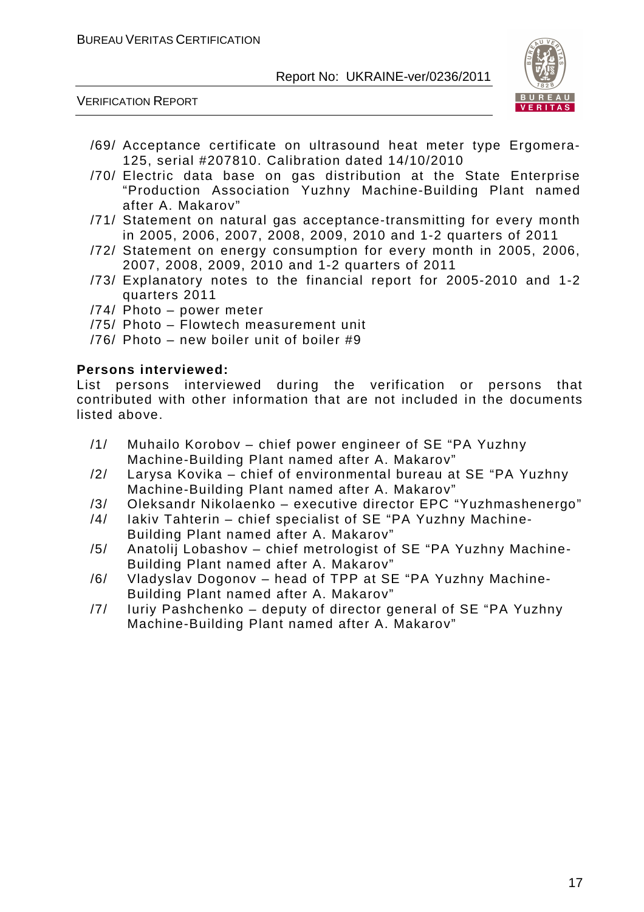/69/ Acceptance certificate on ultrasound heat meter type Ergomera-125, serial #207810. Calibration dated 14/10/2010

/70/ Electric data base on gas distribution at the State Enterprise "Production Association Yuzhny Machine-Building Plant named after A. Makarov"

/71/ Statement on natural gas acceptance-transmitting for every month in 2005, 2006, 2007, 2008, 2009, 2010 and 1-2 quarters of 2011

/72/ Statement on energy consumption for every month in 2005, 2006, 2007, 2008, 2009, 2010 and 1-2 quarters of 2011

/73/ Explanatory notes to the financial report for 2005-2010 and 1-2 quarters 2011

/74/ Photo – power meter

/75/ Photo – Flowtech measurement unit

/76/ Photo – new boiler unit of boiler #9

**Persons interviewed:**

List persons interviewed during the verification or persons that contributed with other information that are not included in the documents listed above.

/1/ Muhailo Korobov – chief power engineer of SE "PA Yuzhny Machine-Building Plant named after A. Makarov"

/2/ Larysa Kovika – chief of environmental bureau at SE "PA Yuzhny Machine-Building Plant named after A. Makarov"

/3/ Oleksandr Nikolaenko – executive director EPC "Yuzhmashenergo"

/4/ Iakiv Tahterin – chief specialist of SE "PA Yuzhny Machine-Building Plant named after A. Makarov"

/5/ Anatolij Lobashov – chief metrologist of SE "PA Yuzhny Machine-Building Plant named after A. Makarov"

/6/ Vladyslav Dogonov – head of TPP at SE "PA Yuzhny Machine-Building Plant named after A. Makarov"

/7/ Iuriy Pashchenko – deputy of director general of SE "PA Yuzhny Machine-Building Plant named after A. Makarov"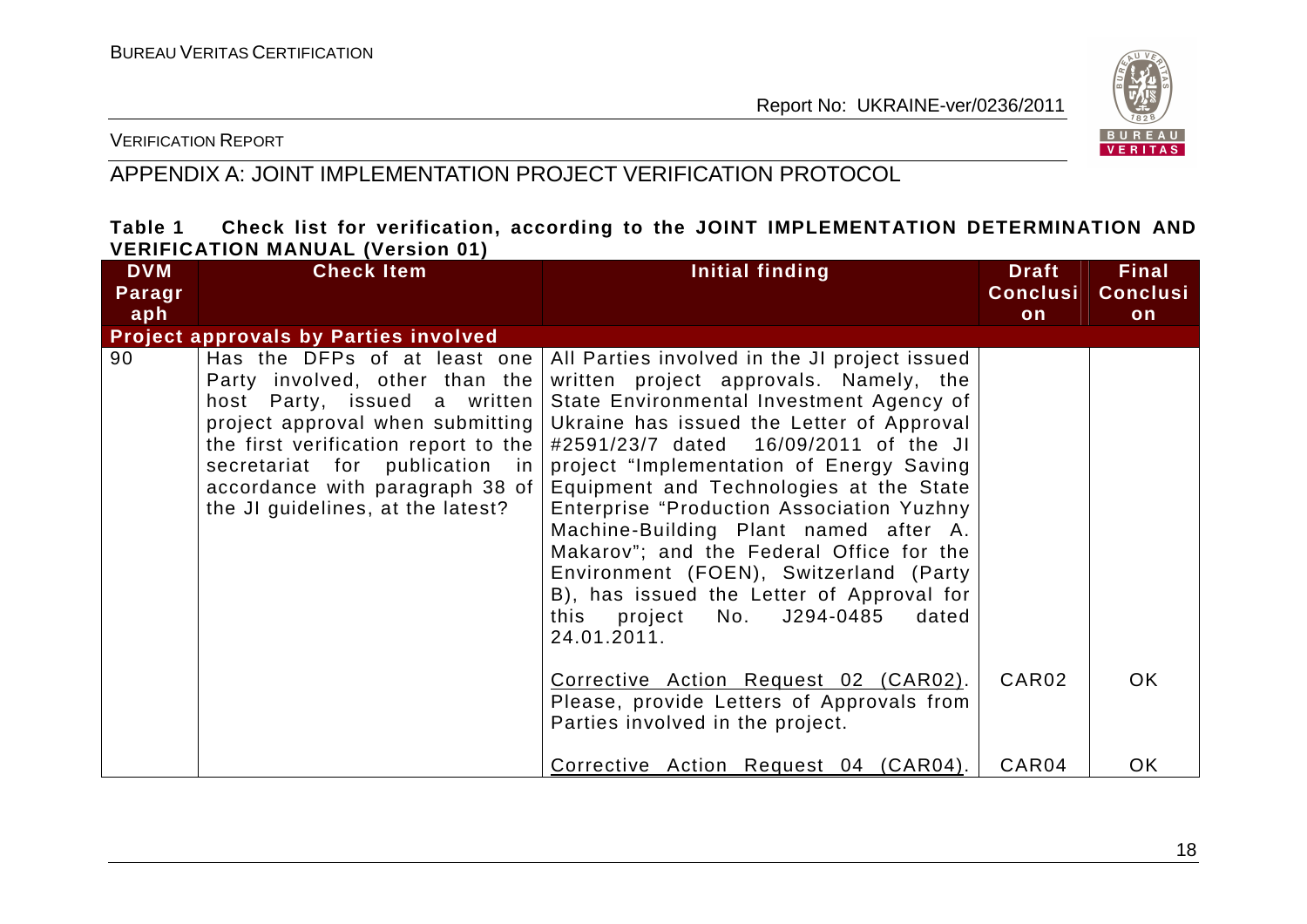## APPENDIX A: JOINT IMPLEMENTATION PROJECT VERIFICATION PROTOCOL

**Table 1 Check list for verification, according to the JOINT IMPLEMENTATION DETERMINATION AND VERIFICATION MANUAL (Version 01)**

| DVM Paragraph | Check Item | Initial finding | Draft Conclusion | Final Conclusion |
|---|---|---|---|---|
| **Project approvals by Parties involved** | | | | |
| 90 | Has the DFPs of at least one Party involved, other than the host Party, issued a written project approval when submitting the first verification report to the secretariat for publication in accordance with paragraph 38 of the JI guidelines, at the latest? | All Parties involved in the JI project issued written project approvals. Namely, the State Environmental Investment Agency of Ukraine has issued the Letter of Approval #2591/23/7 dated 16/09/2011 of the JI project "Implementation of Energy Saving Equipment and Technologies at the State Enterprise "Production Association Yuzhny Machine-Building Plant named after A. Makarov"; and the Federal Office for the Environment (FOEN), Switzerland (Party B), has issued the Letter of Approval for this project No. J294-0485 dated 24.01.2011. | | |
| | | Corrective Action Request 02 (CAR02). Please, provide Letters of Approvals from Parties involved in the project. | CAR02 | OK |
| | | Corrective Action Request 04 (CAR04). | CAR04 | OK |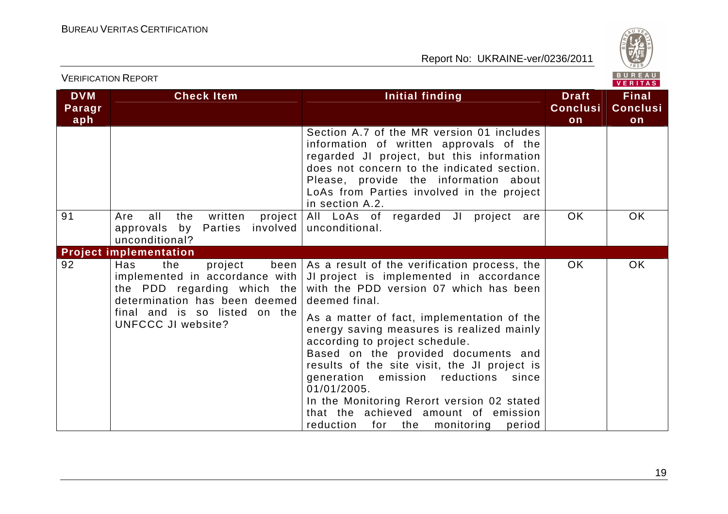| DVM Paragraph | Check Item | Initial finding | Draft Conclusion | Final Conclusion |
|---|---|---|---|---|
| | | Section A.7 of the MR version 01 includes information of written approvals of the regarded JI project, but this information does not concern to the indicated section. Please, provide the information about LoAs from Parties involved in the project in section A.2. | | |
| 91 | Are all the written project approvals by Parties involved unconditional? | All LoAs of regarded JI project are unconditional. | OK | OK |
| **Project implementation** | | | | |
| 92 | Has the project been implemented in accordance with the PDD regarding which the determination has been deemed final and is so listed on the UNFCCC JI website? | As a result of the verification process, the JI project is implemented in accordance with the PDD version 07 which has been deemed final.<br><br>As a matter of fact, implementation of the energy saving measures is realized mainly according to project schedule.<br>Based on the provided documents and results of the site visit, the JI project is generation emission reductions since 01/01/2005.<br>In the Monitoring Rerort version 02 stated that the achieved amount of emission reduction for the monitoring period | OK | OK |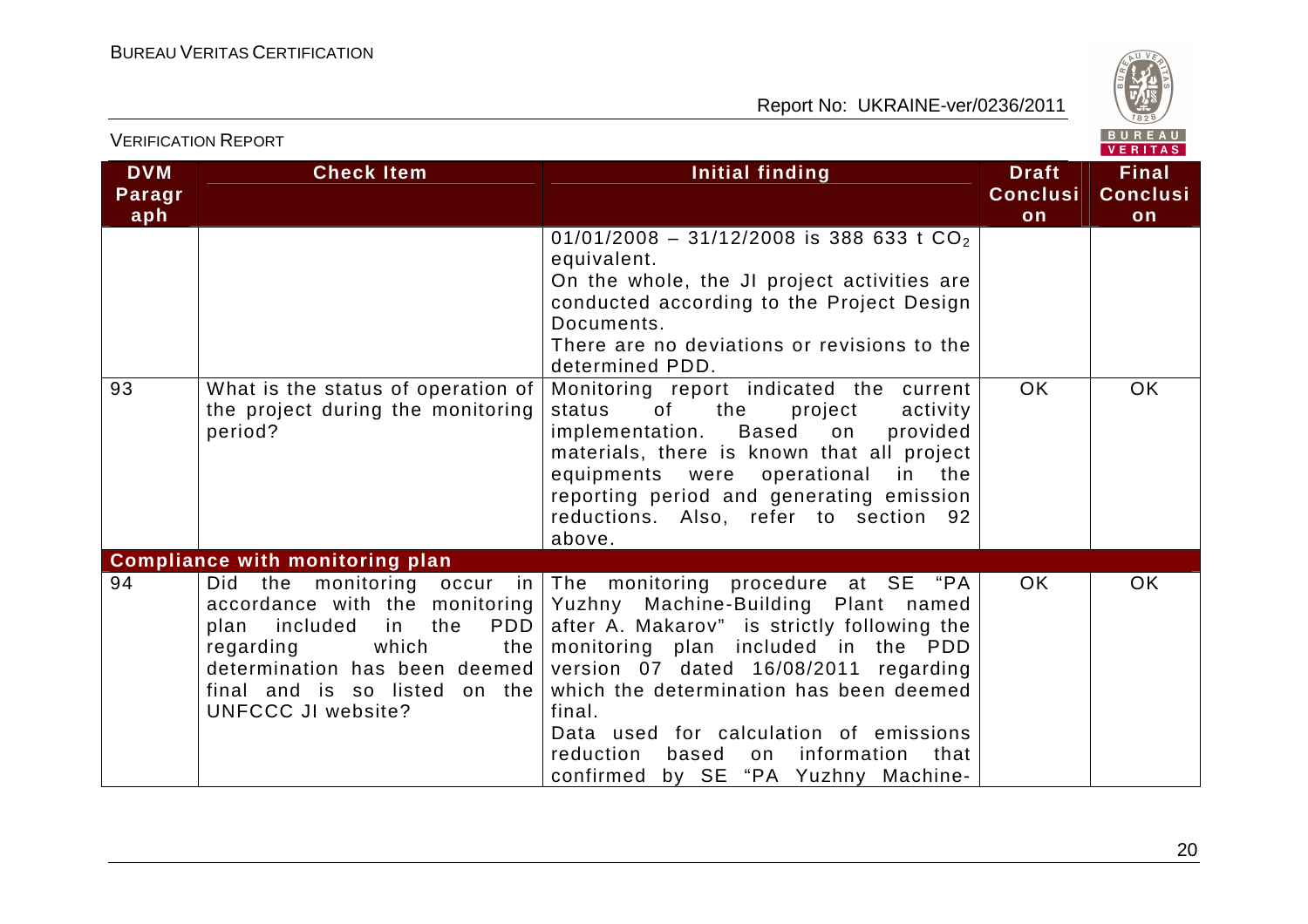| DVM Paragraph | Check Item | Initial finding | Draft Conclusion | Final Conclusion |
|---|---|---|---|---|
| | | 01/01/2008 – 31/12/2008 is 388 633 t $CO_2$ equivalent. On the whole, the JI project activities are conducted according to the Project Design Documents. There are no deviations or revisions to the determined PDD. | | |
| 93 | What is the status of operation of the project during the monitoring period? | Monitoring report indicated the current status of the project activity implementation. Based on provided materials, there is known that all project equipments were operational in the reporting period and generating emission reductions. Also, refer to section 92 above. | OK | OK |
| **Compliance with monitoring plan** | | | | |
| 94 | Did the monitoring occur in accordance with the monitoring plan included in the PDD regarding which the determination has been deemed final and is so listed on the UNFCCC JI website? | The monitoring procedure at SE "PA Yuzhny Machine-Building Plant named after A. Makarov" is strictly following the monitoring plan included in the PDD version 07 dated 16/08/2011 regarding which the determination has been deemed final. Data used for calculation of emissions reduction based on information that confirmed by SE "PA Yuzhny Machine- | OK | OK |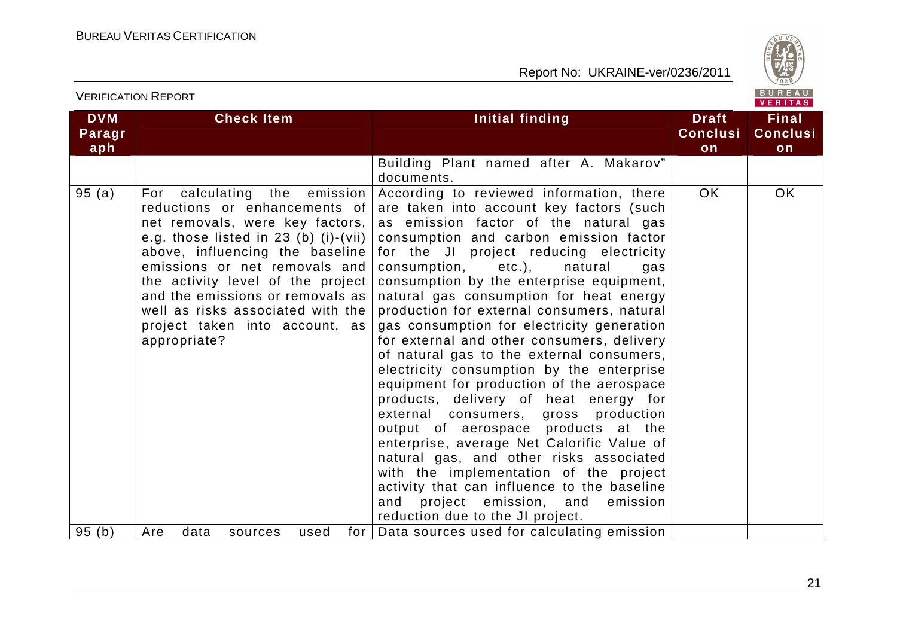| DVM Paragraph | Check Item | Initial finding | Draft Conclusion | Final Conclusion |
|---|---|---|---|---|
| | | Building Plant named after A. Makarov" documents. | | |
| 95 (a) | For calculating the emission reductions or enhancements of net removals, were key factors, e.g. those listed in 23 (b) (i)-(vii) above, influencing the baseline emissions or net removals and the activity level of the project and the emissions or removals as well as risks associated with the project taken into account, as appropriate? | According to reviewed information, there are taken into account key factors (such as emission factor of the natural gas consumption and carbon emission factor for the JI project reducing electricity consumption, etc.), natural gas consumption by the enterprise equipment, natural gas consumption for heat energy production for external consumers, natural gas consumption for electricity generation for external and other consumers, delivery of natural gas to the external consumers, electricity consumption by the enterprise equipment for production of the aerospace products, delivery of heat energy for external consumers, gross production output of aerospace products at the enterprise, average Net Calorific Value of natural gas, and other risks associated with the implementation of the project activity that can influence to the baseline and project emission, and emission reduction due to the JI project. | OK | OK |
| 95 (b) | Are data sources used for | Data sources used for calculating emission | | |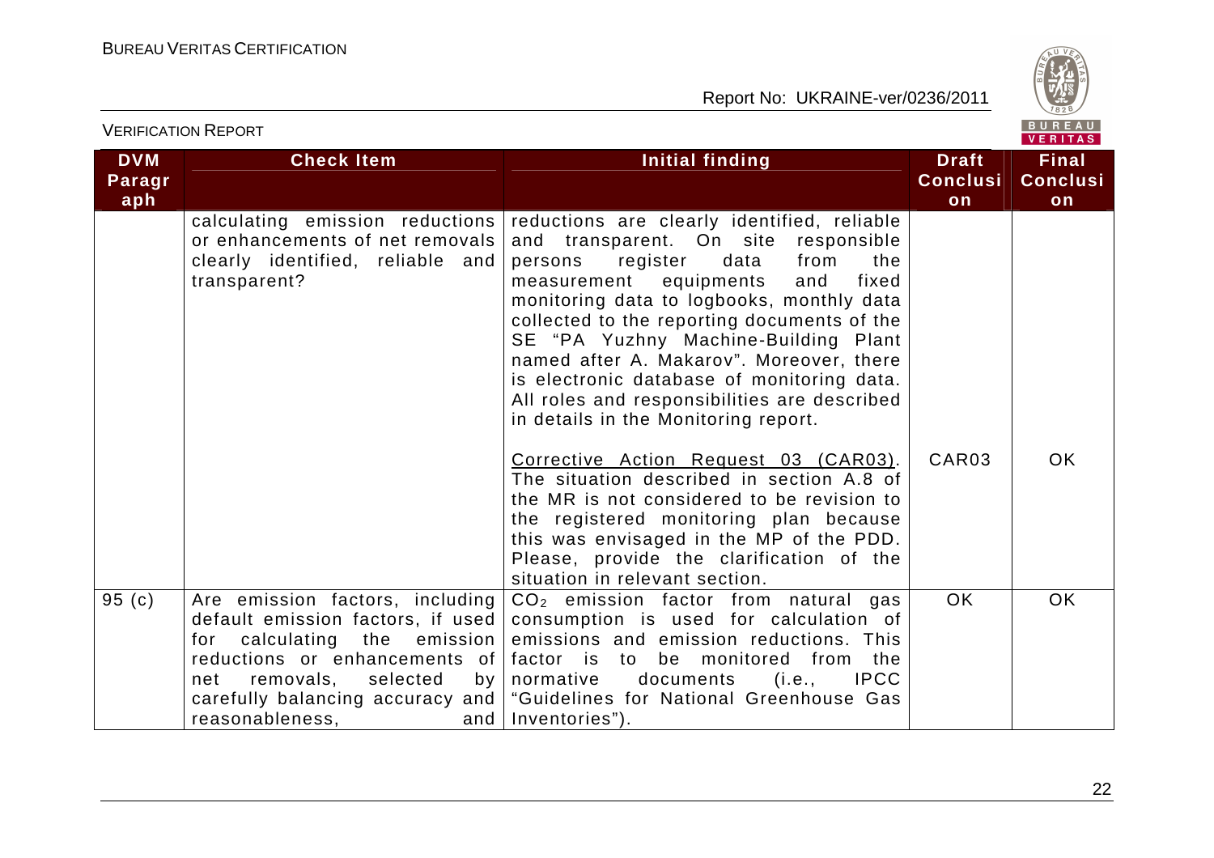| DVM Paragraph | Check Item | Initial finding | Draft Conclusion | Final Conclusion |
|---|---|---|---|---|
| | calculating emission reductions or enhancements of net removals clearly identified, reliable and transparent? | reductions are clearly identified, reliable and transparent. On site responsible persons register data from the measurement equipments and fixed monitoring data to logbooks, monthly data collected to the reporting documents of the SE "PA Yuzhny Machine-Building Plant named after A. Makarov". Moreover, there is electronic database of monitoring data. All roles and responsibilities are described in details in the Monitoring report.<br><br>Corrective Action Request 03 (CAR03). The situation described in section A.8 of the MR is not considered to be revision to the registered monitoring plan because this was envisaged in the MP of the PDD. Please, provide the clarification of the situation in relevant section. | CAR03 | OK |
| 95 (c) | Are emission factors, including default emission factors, if used for calculating the emission reductions or enhancements of net removals, selected by carefully balancing accuracy and reasonableness, and | $CO_2$ emission factor from natural gas consumption is used for calculation of emissions and emission reductions. This factor is to be monitored from the normative documents (i.e., IPCC "Guidelines for National Greenhouse Gas Inventories"). | OK | OK |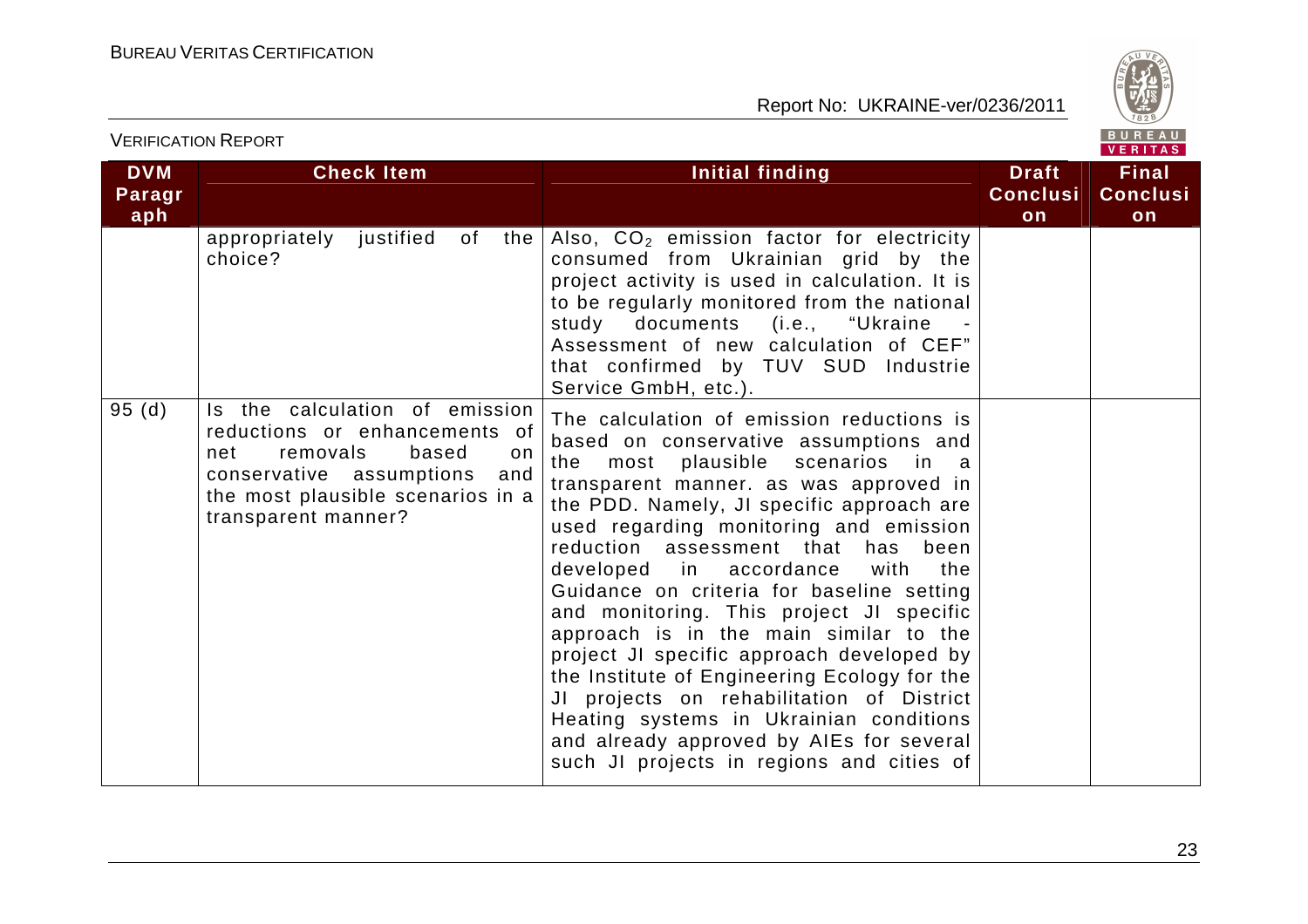| DVM Paragraph | Check Item | Initial finding | Draft Conclusion | Final Conclusion |
|---|---|---|---|---|
| | appropriately justified of the choice? | Also, $CO_2$ emission factor for electricity consumed from Ukrainian grid by the project activity is used in calculation. It is to be regularly monitored from the national study documents (i.e., "Ukraine - Assessment of new calculation of CEF" that confirmed by TUV SUD Industrie Service GmbH, etc.). | | |
| 95 (d) | Is the calculation of emission reductions or enhancements of net removals based on conservative assumptions and the most plausible scenarios in a transparent manner? | The calculation of emission reductions is based on conservative assumptions and the most plausible scenarios in a transparent manner. as was approved in the PDD. Namely, JI specific approach are used regarding monitoring and emission reduction assessment that has been developed in accordance with the Guidance on criteria for baseline setting and monitoring. This project JI specific approach is in the main similar to the project JI specific approach developed by the Institute of Engineering Ecology for the JI projects on rehabilitation of District Heating systems in Ukrainian conditions and already approved by AIEs for several such JI projects in regions and cities of | | |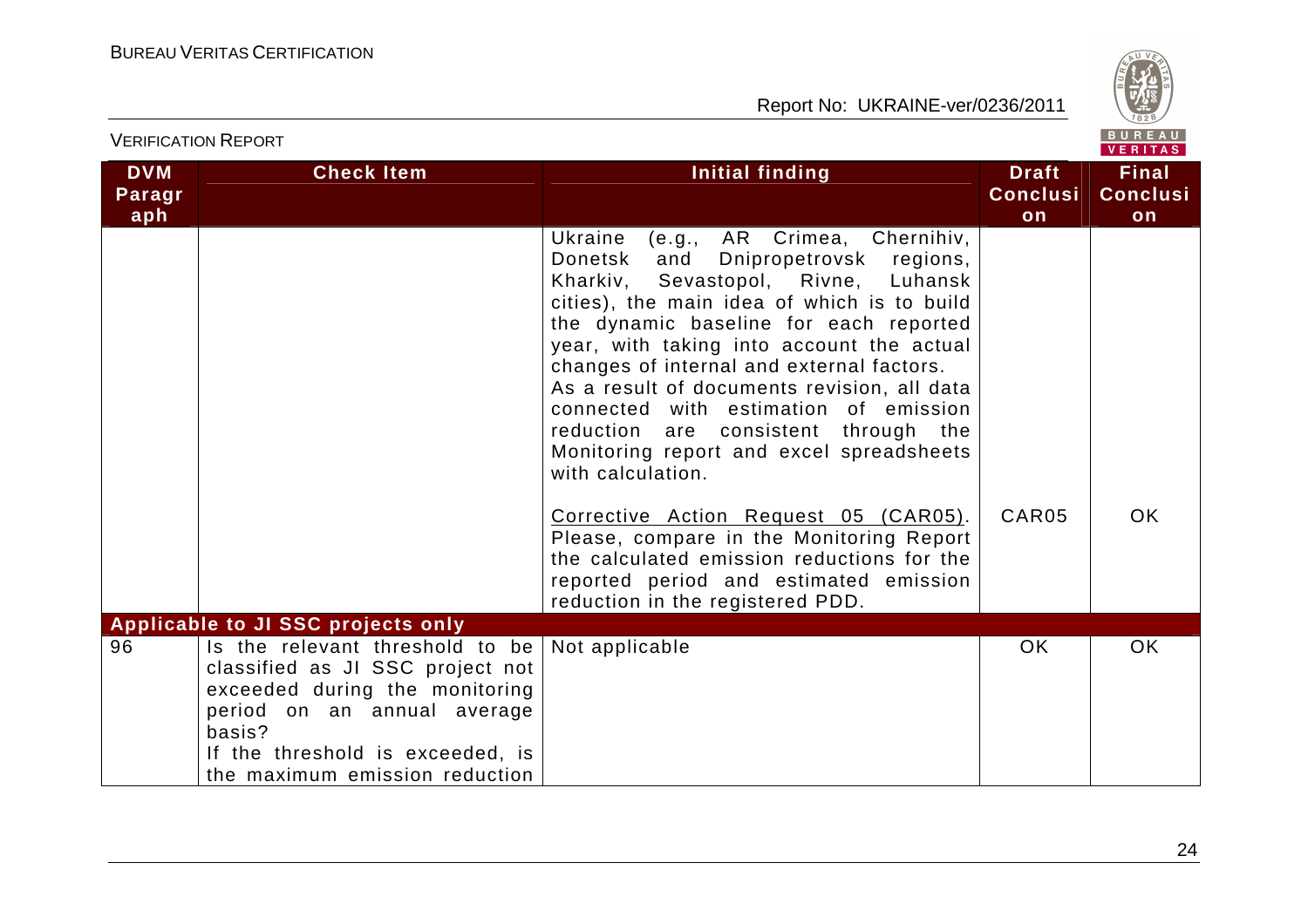| DVM Paragraph | Check Item | Initial finding | Draft Conclusion | Final Conclusion |
|---|---|---|---|---|
| | | Ukraine (e.g., AR Crimea, Chernihiv, Donetsk and Dnipropetrovsk regions, Kharkiv, Sevastopol, Rivne, Luhansk cities), the main idea of which is to build the dynamic baseline for each reported year, with taking into account the actual changes of internal and external factors.<br>As a result of documents revision, all data connected with estimation of emission reduction are consistent through the Monitoring report and excel spreadsheets with calculation.<br><br>Corrective Action Request 05 (CAR05). Please, compare in the Monitoring Report the calculated emission reductions for the reported period and estimated emission reduction in the registered PDD. | CAR05 | OK |
| **Applicable to JI SSC projects only** | | | | |
| 96 | Is the relevant threshold to be classified as JI SSC project not exceeded during the monitoring period on an annual average basis?<br>If the threshold is exceeded, is the maximum emission reduction | Not applicable | OK | OK |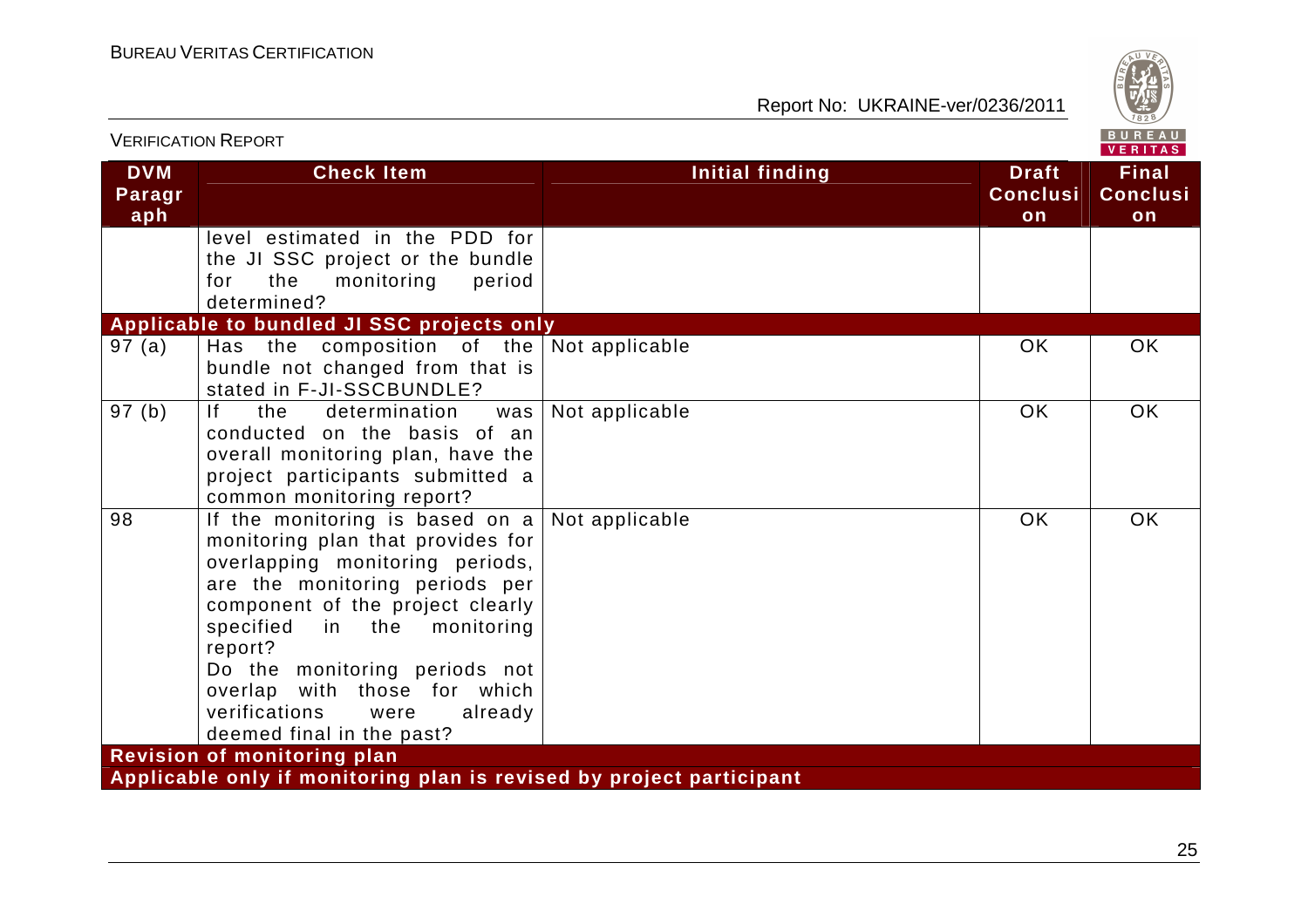| DVM Paragraph | Check Item | Initial finding | Draft Conclusion | Final Conclusion |
|---|---|---|---|---|
| | level estimated in the PDD for the JI SSC project or the bundle for the monitoring period determined? | | | |
| **Applicable to bundled JI SSC projects only** | | | | |
| 97 (a) | Has the composition of the bundle not changed from that is stated in F-JI-SSCBUNDLE? | Not applicable | OK | OK |
| 97 (b) | If the determination was conducted on the basis of an overall monitoring plan, have the project participants submitted a common monitoring report? | Not applicable | OK | OK |
| 98 | If the monitoring is based on a monitoring plan that provides for overlapping monitoring periods, are the monitoring periods per component of the project clearly specified in the monitoring report? Do the monitoring periods not overlap with those for which verifications were already deemed final in the past? | Not applicable | OK | OK |
| **Revision of monitoring plan** | | | | |
| **Applicable only if monitoring plan is revised by project participant** | | | | |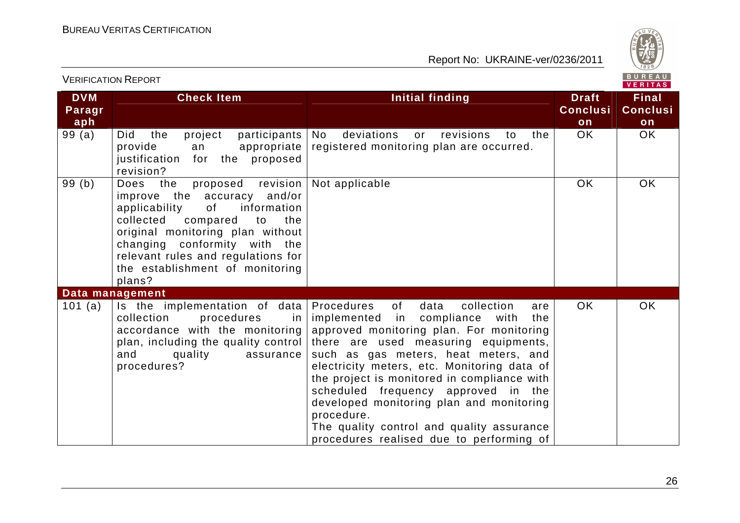| DVM Paragraph | Check Item | Initial finding | Draft Conclusion | Final Conclusion |
|---|---|---|---|---|
| 99 (a) | Did the project participants provide an appropriate justification for the proposed revision? | No deviations or revisions to the registered monitoring plan are occurred. | OK | OK |
| 99 (b) | Does the proposed revision improve the accuracy and/or applicability of information collected compared to the original monitoring plan without changing conformity with the relevant rules and regulations for the establishment of monitoring plans? | Not applicable | OK | OK |
| **Data management** | | | | |
| 101 (a) | Is the implementation of data collection procedures in accordance with the monitoring plan, including the quality control and quality assurance procedures? | Procedures of data collection are implemented in compliance with the approved monitoring plan. For monitoring there are used measuring equipments, such as gas meters, heat meters, and electricity meters, etc. Monitoring data of the project is monitored in compliance with scheduled frequency approved in the developed monitoring plan and monitoring procedure.<br>The quality control and quality assurance procedures realised due to performing of | OK | OK |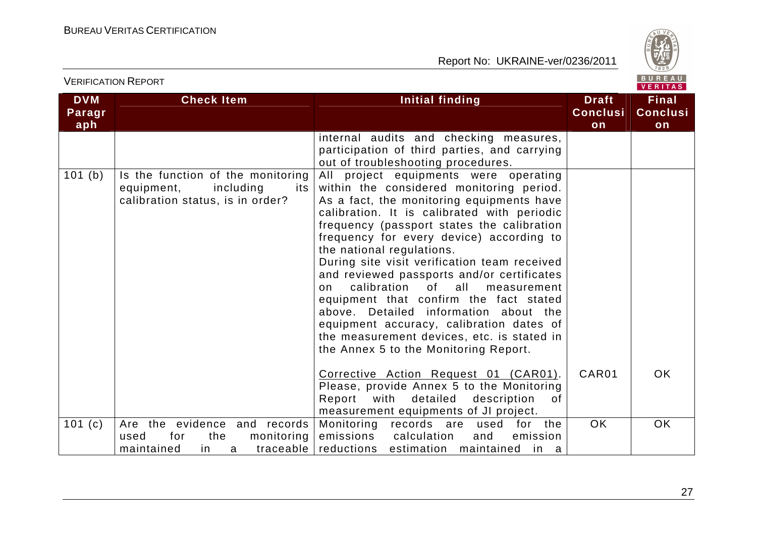| DVM Paragraph | Check Item | Initial finding | Draft Conclusion | Final Conclusion |
|---|---|---|---|---|
| | | internal audits and checking measures, participation of third parties, and carrying out of troubleshooting procedures. | | |
| 101 (b) | Is the function of the monitoring equipment, including its calibration status, is in order? | All project equipments were operating within the considered monitoring period. As a fact, the monitoring equipments have calibration. It is calibrated with periodic frequency (passport states the calibration frequency for every device) according to the national regulations.<br>During site visit verification team received and reviewed passports and/or certificates on calibration of all measurement equipment that confirm the fact stated above. Detailed information about the equipment accuracy, calibration dates of the measurement devices, etc. is stated in the Annex 5 to the Monitoring Report.<br><br>Corrective Action Request 01 (CAR01). Please, provide Annex 5 to the Monitoring Report with detailed description of measurement equipments of JI project. | CAR01 | OK |
| 101 (c) | Are the evidence and records used for the monitoring maintained in a traceable | Monitoring records are used for the emissions calculation and emission reductions estimation maintained in a | OK | OK |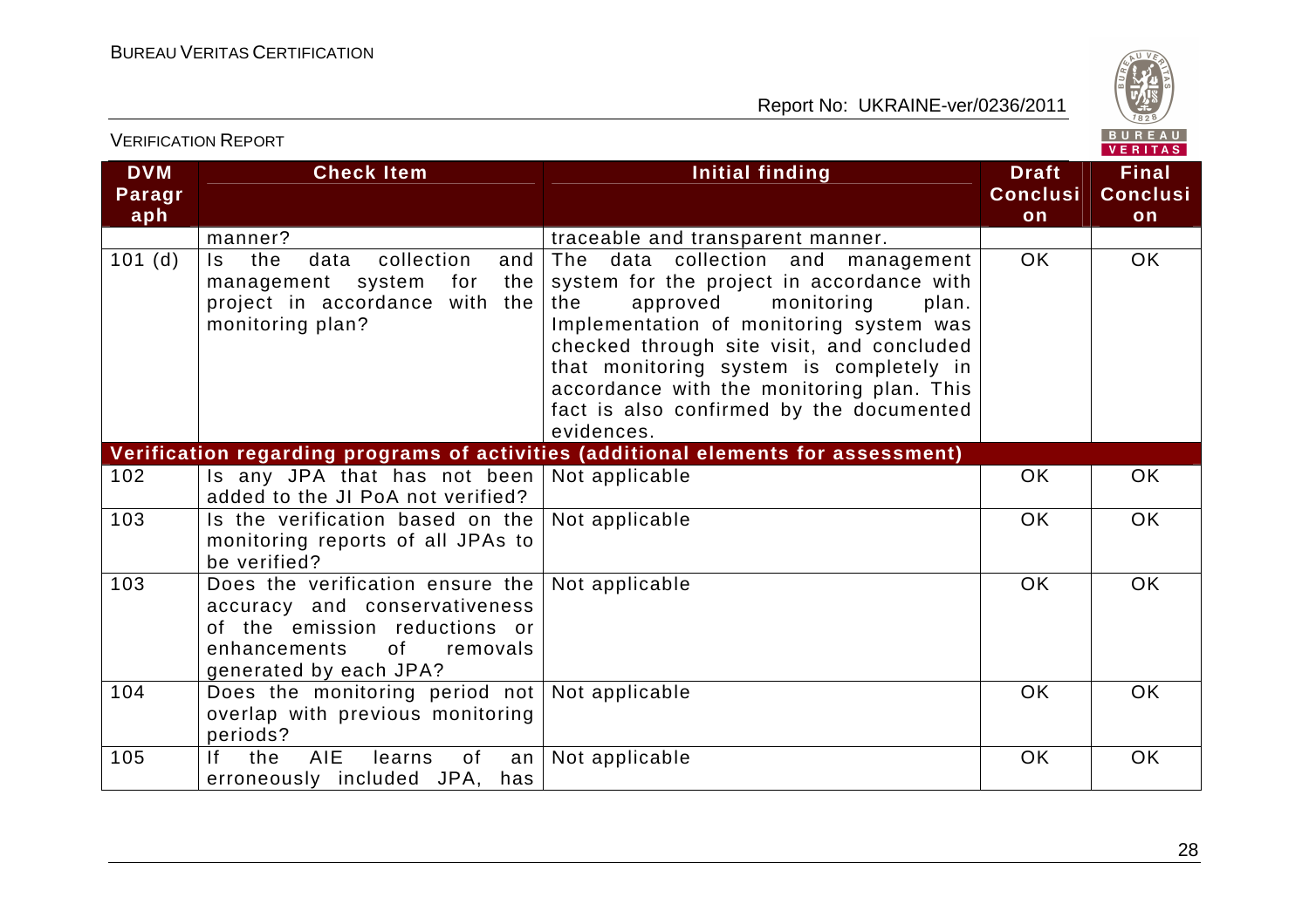| DVM Paragraph | Check Item | Initial finding | Draft Conclusion | Final Conclusion |
|---|---|---|---|---|
| | manner? | traceable and transparent manner. | | |
| 101 (d) | Is the data collection and management system for the project in accordance with the monitoring plan? | The data collection and management system for the project in accordance with the approved monitoring plan. Implementation of monitoring system was checked through site visit, and concluded that monitoring system is completely in accordance with the monitoring plan. This fact is also confirmed by the documented evidences. | OK | OK |
| **Verification regarding programs of activities (additional elements for assessment)** | | | | |
| 102 | Is any JPA that has not been added to the JI PoA not verified? | Not applicable | OK | OK |
| 103 | Is the verification based on the monitoring reports of all JPAs to be verified? | Not applicable | OK | OK |
| 103 | Does the verification ensure the accuracy and conservativeness of the emission reductions or enhancements of removals generated by each JPA? | Not applicable | OK | OK |
| 104 | Does the monitoring period not overlap with previous monitoring periods? | Not applicable | OK | OK |
| 105 | If the AIE learns of an erroneously included JPA, has | Not applicable | OK | OK |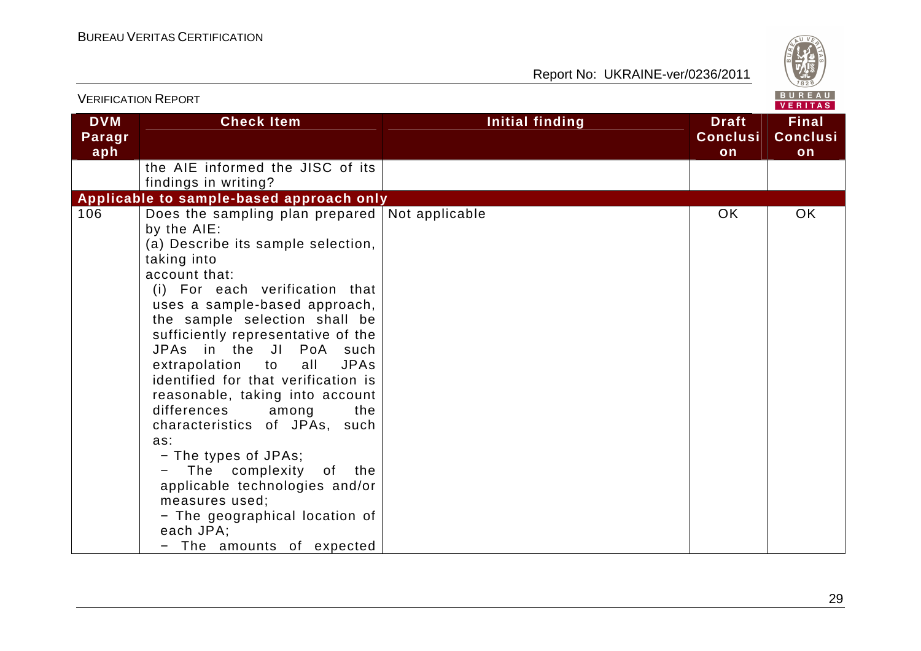VERIFICATION REPORT

| DVM Paragraph | Check Item | Initial finding | Draft Conclusion | Final Conclusion |
|---|---|---|---|---|
| | the AIE informed the JISC of its findings in writing? | | | |
| **Applicable to sample-based approach only** | | | | |
| 106 | Does the sampling plan prepared by the AIE:<br>(a) Describe its sample selection, taking into account that:<br>(i) For each verification that uses a sample-based approach, the sample selection shall be sufficiently representative of the JPAs in the JI PoA such extrapolation to all JPAs identified for that verification is reasonable, taking into account differences among the characteristics of JPAs, such as:<br>− The types of JPAs;<br>− The complexity of the applicable technologies and/or measures used;<br>− The geographical location of each JPA;<br>− The amounts of expected | Not applicable | OK | OK |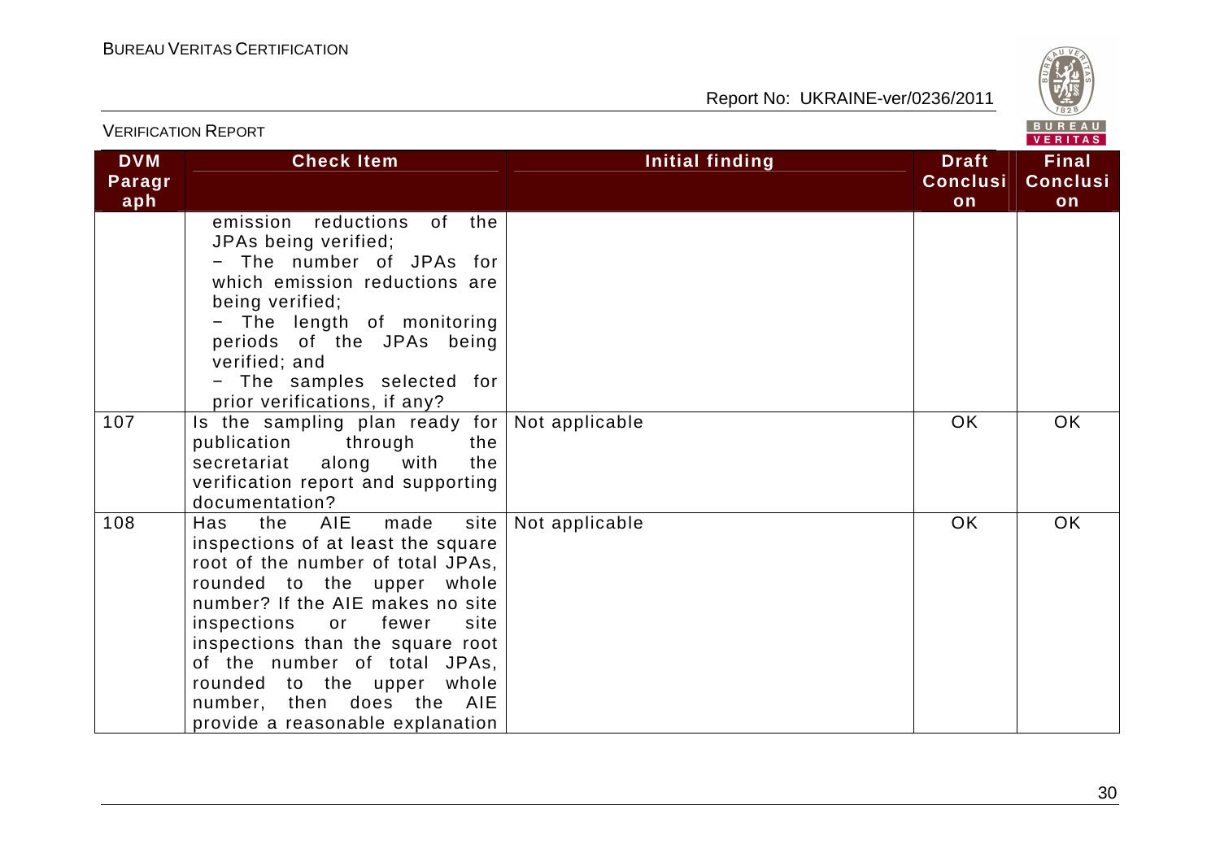| DVM Paragraph | Check Item | Initial finding | Draft Conclusion | Final Conclusion |
|---|---|---|---|---|
| | emission reductions of the JPAs being verified;<br>− The number of JPAs for which emission reductions are being verified;<br>− The length of monitoring periods of the JPAs being verified; and<br>− The samples selected for prior verifications, if any? | | | |
| 107 | Is the sampling plan ready for publication through the secretariat along with the verification report and supporting documentation? | Not applicable | OK | OK |
| 108 | Has the AIE made site inspections of at least the square root of the number of total JPAs, rounded to the upper whole number? If the AIE makes no site inspections or fewer site inspections than the square root of the number of total JPAs, rounded to the upper whole number, then does the AIE provide a reasonable explanation | Not applicable | OK | OK |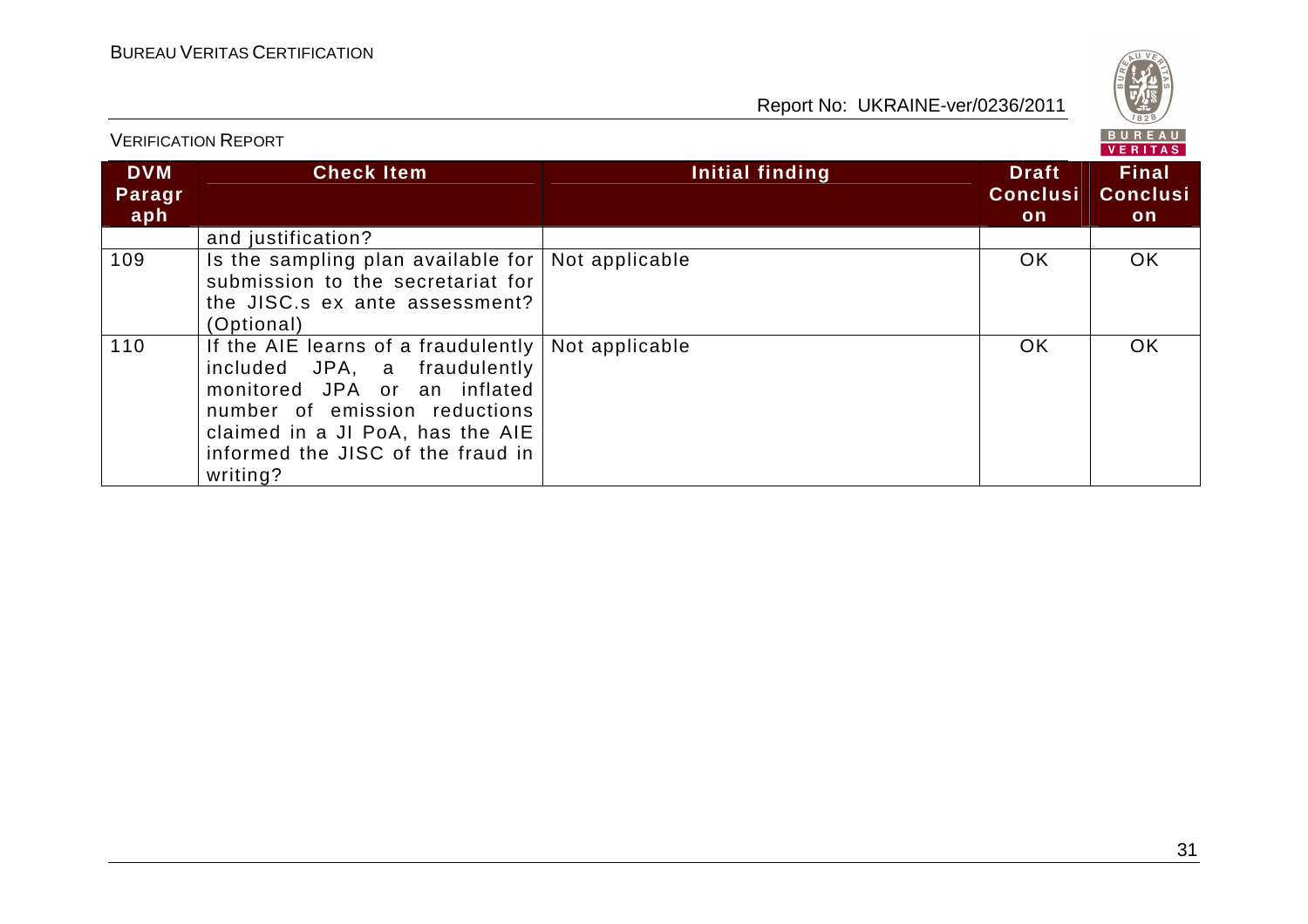VERIFICATION REPORT

| DVM Paragraph | Check Item | Initial finding | Draft Conclusion | Final Conclusion |
|---|---|---|---|---|
| | and justification? | | | |
| 109 | Is the sampling plan available for submission to the secretariat for the JISC.s ex ante assessment? (Optional) | Not applicable | OK | OK |
| 110 | If the AIE learns of a fraudulently included JPA, a fraudulently monitored JPA or an inflated number of emission reductions claimed in a JI PoA, has the AIE informed the JISC of the fraud in writing? | Not applicable | OK | OK |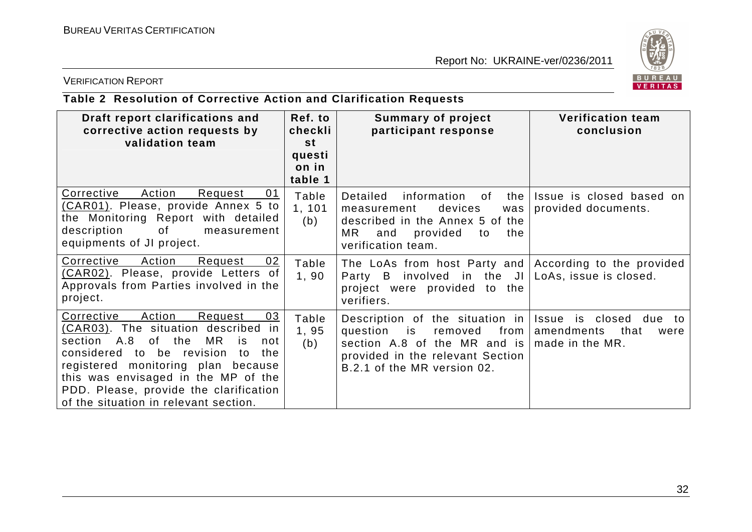VERIFICATION REPORT

**Table 2 Resolution of Corrective Action and Clarification Requests**

| Draft report clarifications and corrective action requests by validation team | Ref. to checklist question in table 1 | Summary of project participant response | Verification team conclusion |
|---|---|---|---|
| Corrective Action Request 01 (CAR01). Please, provide Annex 5 to the Monitoring Report with detailed description of measurement equipments of JI project. | Table 1, 101 (b) | Detailed information of the measurement devices was described in the Annex 5 of the MR and provided to the verification team. | Issue is closed based on provided documents. |
| Corrective Action Request 02 (CAR02). Please, provide Letters of Approvals from Parties involved in the project. | Table 1, 90 | The LoAs from host Party and Party B involved in the JI project were provided to the verifiers. | According to the provided LoAs, issue is closed. |
| Corrective Action Request 03 (CAR03). The situation described in section A.8 of the MR is not considered to be revision to the registered monitoring plan because this was envisaged in the MP of the PDD. Please, provide the clarification of the situation in relevant section. | Table 1, 95 (b) | Description of the situation in question is removed from section A.8 of the MR and is provided in the relevant Section B.2.1 of the MR version 02. | Issue is closed due to amendments that were made in the MR. |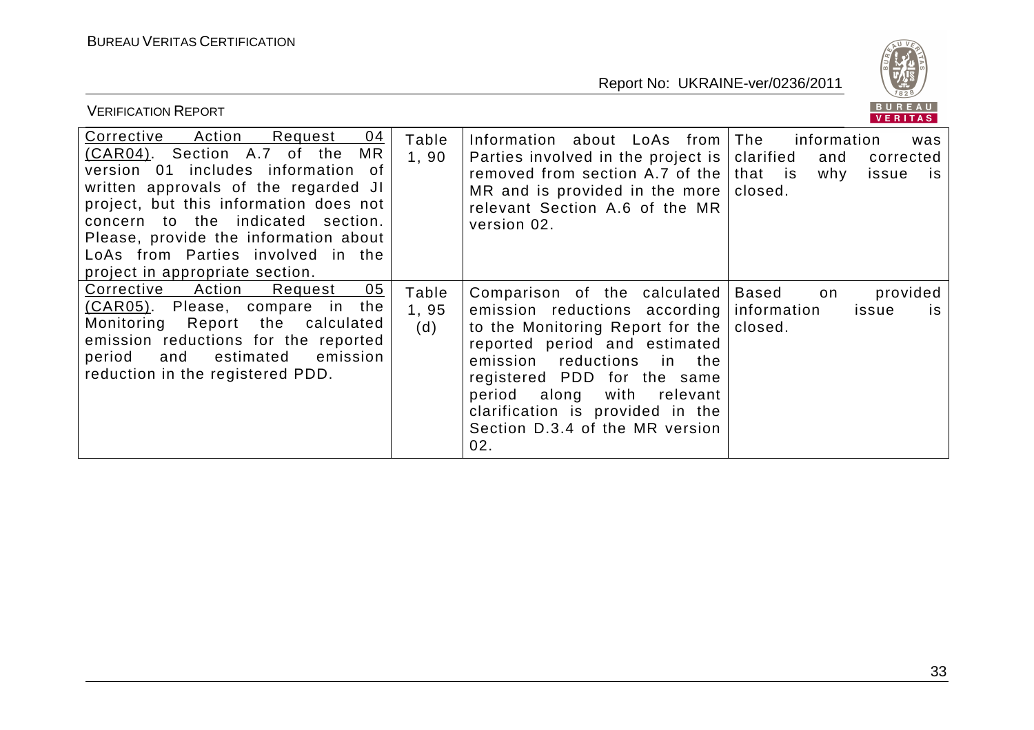| | | | |
|---|---|---|---|
| Corrective Action Request 04 (CAR04). Section A.7 of the MR version 01 includes information of written approvals of the regarded JI project, but this information does not concern to the indicated section. Please, provide the information about LoAs from Parties involved in the project in appropriate section. | Table 1, 90 | Information about LoAs from Parties involved in the project is removed from section A.7 of the MR and is provided in the more relevant Section A.6 of the MR version 02. | The information was clarified and corrected that is why issue is closed. |
| Corrective Action Request 05 (CAR05). Please, compare in the Monitoring Report the calculated emission reductions for the reported period and estimated emission reduction in the registered PDD. | Table 1, 95 (d) | Comparison of the calculated emission reductions according to the Monitoring Report for the reported period and estimated emission reductions in the registered PDD for the same period along with relevant clarification is provided in the Section D.3.4 of the MR version 02. | Based on provided information issue is closed. |